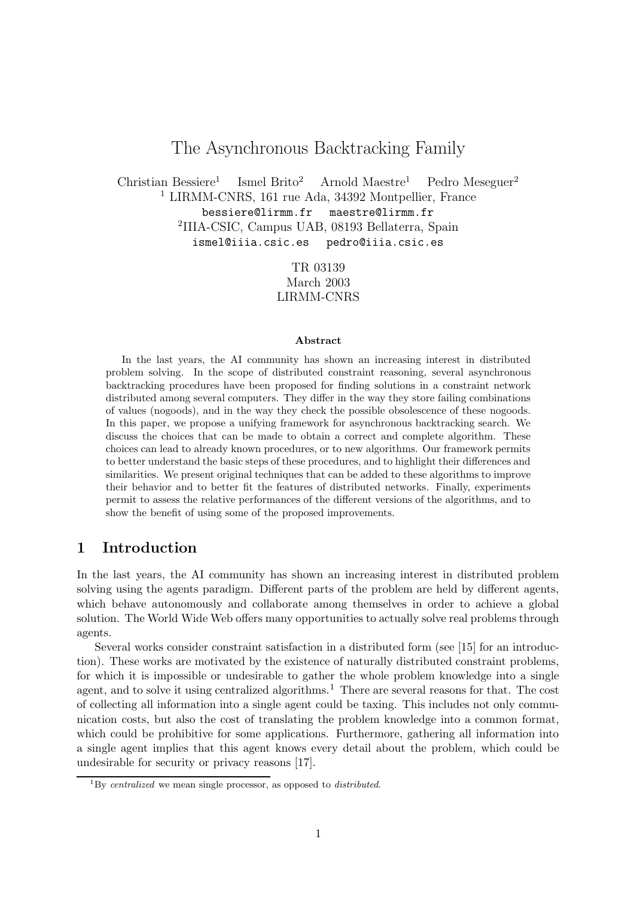# The Asynchronous Backtracking Family

Christian Bessiere[1] Ismel Brito[2] Arnold Maestre[1] Pedro Meseguer[2]

[1] LIRMM-CNRS, 161 rue Ada, 34392 Montpellier, France

bessiere@lirmm.fr maestre@lirmm.fr

[2]IIIA-CSIC, Campus UAB, 08193 Bellaterra, Spain

ismel@iiia.csic.es pedro@iiia.csic.es

TR 03139
March 2003
LIRMM-CNRS

**Abstract**

In the last years, the AI community has shown an increasing interest in distributed problem solving. In the scope of distributed constraint reasoning, several asynchronous backtracking procedures have been proposed for finding solutions in a constraint network distributed among several computers. They differ in the way they store failing combinations of values (nogoods), and in the way they check the possible obsolescence of these nogoods. In this paper, we propose a unifying framework for asynchronous backtracking search. We discuss the choices that can be made to obtain a correct and complete algorithm. These choices can lead to already known procedures, or to new algorithms. Our framework permits to better understand the basic steps of these procedures, and to highlight their differences and similarities. We present original techniques that can be added to these algorithms to improve their behavior and to better fit the features of distributed networks. Finally, experiments permit to assess the relative performances of the different versions of the algorithms, and to show the benefit of using some of the proposed improvements.

## 1 Introduction

In the last years, the AI community has shown an increasing interest in distributed problem solving using the agents paradigm. Different parts of the problem are held by different agents, which behave autonomously and collaborate among themselves in order to achieve a global solution. The World Wide Web offers many opportunities to actually solve real problems through agents.

Several works consider constraint satisfaction in a distributed form (see [15] for an introduction). These works are motivated by the existence of naturally distributed constraint problems, for which it is impossible or undesirable to gather the whole problem knowledge into a single agent, and to solve it using centralized algorithms.[1] There are several reasons for that. The cost of collecting all information into a single agent could be taxing. This includes not only communication costs, but also the cost of translating the problem knowledge into a common format, which could be prohibitive for some applications. Furthermore, gathering all information into a single agent implies that this agent knows every detail about the problem, which could be undesirable for security or privacy reasons [17].

[1]By *centralized* we mean single processor, as opposed to *distributed*.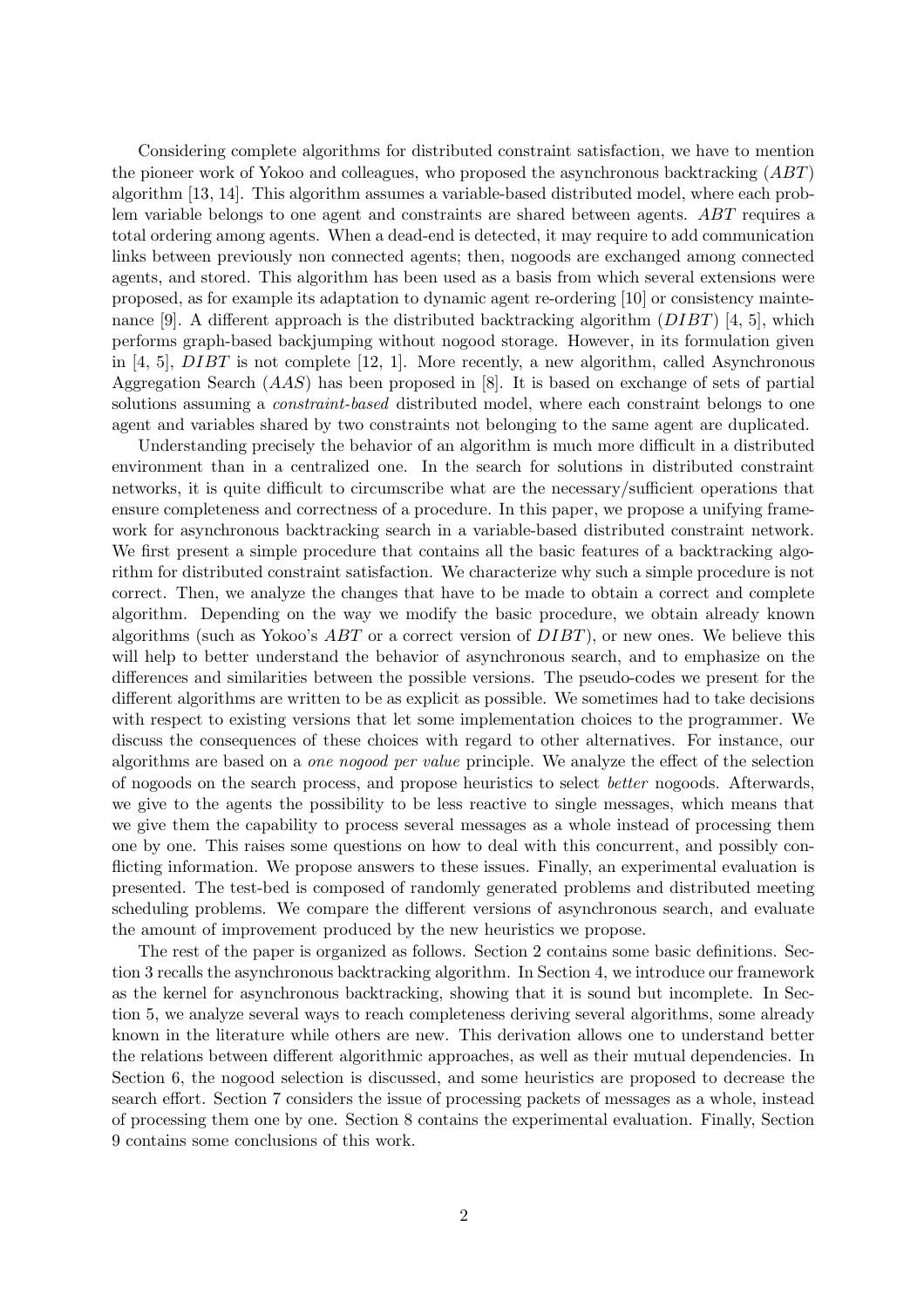Considering complete algorithms for distributed constraint satisfaction, we have to mention the pioneer work of Yokoo and colleagues, who proposed the asynchronous backtracking ($ABT$) algorithm [13, 14]. This algorithm assumes a variable-based distributed model, where each problem variable belongs to one agent and constraints are shared between agents. $ABT$ requires a total ordering among agents. When a dead-end is detected, it may require to add communication links between previously non connected agents; then, nogoods are exchanged among connected agents, and stored. This algorithm has been used as a basis from which several extensions were proposed, as for example its adaptation to dynamic agent re-ordering [10] or consistency maintenance [9]. A different approach is the distributed backtracking algorithm ($DIBT$) [4, 5], which performs graph-based backjumping without nogood storage. However, in its formulation given in [4, 5], $DIBT$ is not complete [12, 1]. More recently, a new algorithm, called Asynchronous Aggregation Search ($AAS$) has been proposed in [8]. It is based on exchange of sets of partial solutions assuming a *constraint-based* distributed model, where each constraint belongs to one agent and variables shared by two constraints not belonging to the same agent are duplicated.

Understanding precisely the behavior of an algorithm is much more difficult in a distributed environment than in a centralized one. In the search for solutions in distributed constraint networks, it is quite difficult to circumscribe what are the necessary/sufficient operations that ensure completeness and correctness of a procedure. In this paper, we propose a unifying framework for asynchronous backtracking search in a variable-based distributed constraint network. We first present a simple procedure that contains all the basic features of a backtracking algorithm for distributed constraint satisfaction. We characterize why such a simple procedure is not correct. Then, we analyze the changes that have to be made to obtain a correct and complete algorithm. Depending on the way we modify the basic procedure, we obtain already known algorithms (such as Yokoo's $ABT$ or a correct version of $DIBT$), or new ones. We believe this will help to better understand the behavior of asynchronous search, and to emphasize on the differences and similarities between the possible versions. The pseudo-codes we present for the different algorithms are written to be as explicit as possible. We sometimes had to take decisions with respect to existing versions that let some implementation choices to the programmer. We discuss the consequences of these choices with regard to other alternatives. For instance, our algorithms are based on a *one nogood per value* principle. We analyze the effect of the selection of nogoods on the search process, and propose heuristics to select *better* nogoods. Afterwards, we give to the agents the possibility to be less reactive to single messages, which means that we give them the capability to process several messages as a whole instead of processing them one by one. This raises some questions on how to deal with this concurrent, and possibly conflicting information. We propose answers to these issues. Finally, an experimental evaluation is presented. The test-bed is composed of randomly generated problems and distributed meeting scheduling problems. We compare the different versions of asynchronous search, and evaluate the amount of improvement produced by the new heuristics we propose.

The rest of the paper is organized as follows. Section 2 contains some basic definitions. Section 3 recalls the asynchronous backtracking algorithm. In Section 4, we introduce our framework as the kernel for asynchronous backtracking, showing that it is sound but incomplete. In Section 5, we analyze several ways to reach completeness deriving several algorithms, some already known in the literature while others are new. This derivation allows one to understand better the relations between different algorithmic approaches, as well as their mutual dependencies. In Section 6, the nogood selection is discussed, and some heuristics are proposed to decrease the search effort. Section 7 considers the issue of processing packets of messages as a whole, instead of processing them one by one. Section 8 contains the experimental evaluation. Finally, Section 9 contains some conclusions of this work.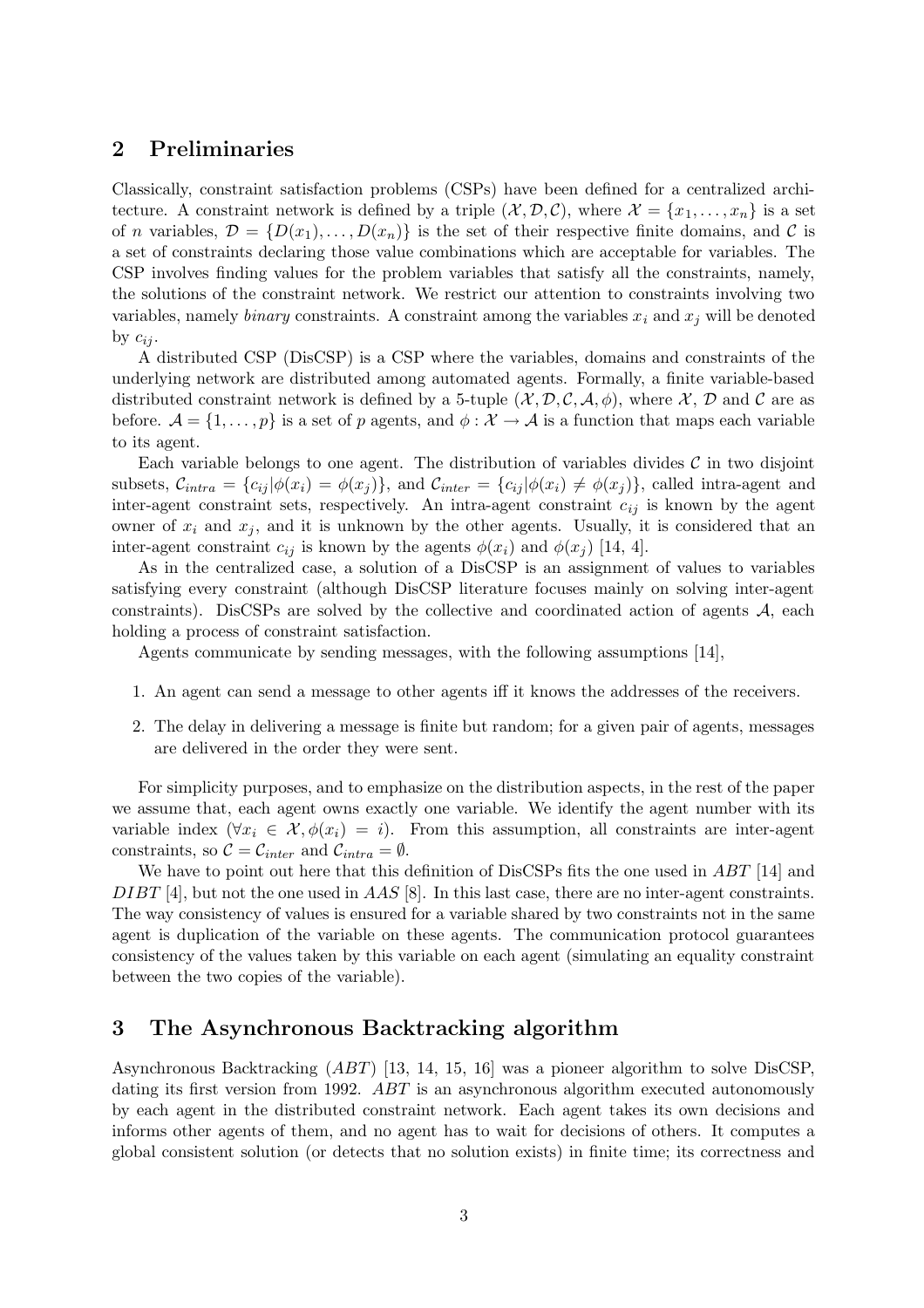## 2 Preliminaries

Classically, constraint satisfaction problems (CSPs) have been defined for a centralized architecture. A constraint network is defined by a triple $(\mathcal{X}, \mathcal{D}, \mathcal{C})$, where $\mathcal{X} = \{x_1, \ldots, x_n\}$ is a set of $n$ variables, $\mathcal{D} = \{D(x_1), \ldots, D(x_n)\}$ is the set of their respective finite domains, and $\mathcal{C}$ is a set of constraints declaring those value combinations which are acceptable for variables. The CSP involves finding values for the problem variables that satisfy all the constraints, namely, the solutions of the constraint network. We restrict our attention to constraints involving two variables, namely *binary* constraints. A constraint among the variables $x_i$ and $x_j$ will be denoted by $c_{ij}$.

A distributed CSP (DisCSP) is a CSP where the variables, domains and constraints of the underlying network are distributed among automated agents. Formally, a finite variable-based distributed constraint network is defined by a 5-tuple $(\mathcal{X}, \mathcal{D}, \mathcal{C}, \mathcal{A}, \phi)$, where $\mathcal{X}$, $\mathcal{D}$ and $\mathcal{C}$ are as before. $\mathcal{A} = \{1, \ldots, p\}$ is a set of $p$ agents, and $\phi : \mathcal{X} \rightarrow \mathcal{A}$ is a function that maps each variable to its agent.

Each variable belongs to one agent. The distribution of variables divides $\mathcal{C}$ in two disjoint subsets, $\mathcal{C}_{intra} = \{c_{ij} | \phi(x_i) = \phi(x_j)\}$, and $\mathcal{C}_{inter} = \{c_{ij} | \phi(x_i) \neq \phi(x_j)\}$, called intra-agent and inter-agent constraint sets, respectively. An intra-agent constraint $c_{ij}$ is known by the agent owner of $x_i$ and $x_j$, and it is unknown by the other agents. Usually, it is considered that an inter-agent constraint $c_{ij}$ is known by the agents $\phi(x_i)$ and $\phi(x_j)$ [14, 4].

As in the centralized case, a solution of a DisCSP is an assignment of values to variables satisfying every constraint (although DisCSP literature focuses mainly on solving inter-agent constraints). DisCSPs are solved by the collective and coordinated action of agents $\mathcal{A}$, each holding a process of constraint satisfaction.

Agents communicate by sending messages, with the following assumptions [14],

1. An agent can send a message to other agents iff it knows the addresses of the receivers.
2. The delay in delivering a message is finite but random; for a given pair of agents, messages are delivered in the order they were sent.

For simplicity purposes, and to emphasize on the distribution aspects, in the rest of the paper we assume that, each agent owns exactly one variable. We identify the agent number with its variable index ($\forall x_i \in \mathcal{X}, \phi(x_i) = i$). From this assumption, all constraints are inter-agent constraints, so $\mathcal{C} = \mathcal{C}_{inter}$ and $\mathcal{C}_{intra} = \emptyset$.

We have to point out here that this definition of DisCSPs fits the one used in *ABT* [14] and *DIBT* [4], but not the one used in *AAS* [8]. In this last case, there are no inter-agent constraints. The way consistency of values is ensured for a variable shared by two constraints not in the same agent is duplication of the variable on these agents. The communication protocol guarantees consistency of the values taken by this variable on each agent (simulating an equality constraint between the two copies of the variable).

## 3 The Asynchronous Backtracking algorithm

Asynchronous Backtracking (*ABT*) [13, 14, 15, 16] was a pioneer algorithm to solve DisCSP, dating its first version from 1992. *ABT* is an asynchronous algorithm executed autonomously by each agent in the distributed constraint network. Each agent takes its own decisions and informs other agents of them, and no agent has to wait for decisions of others. It computes a global consistent solution (or detects that no solution exists) in finite time; its correctness and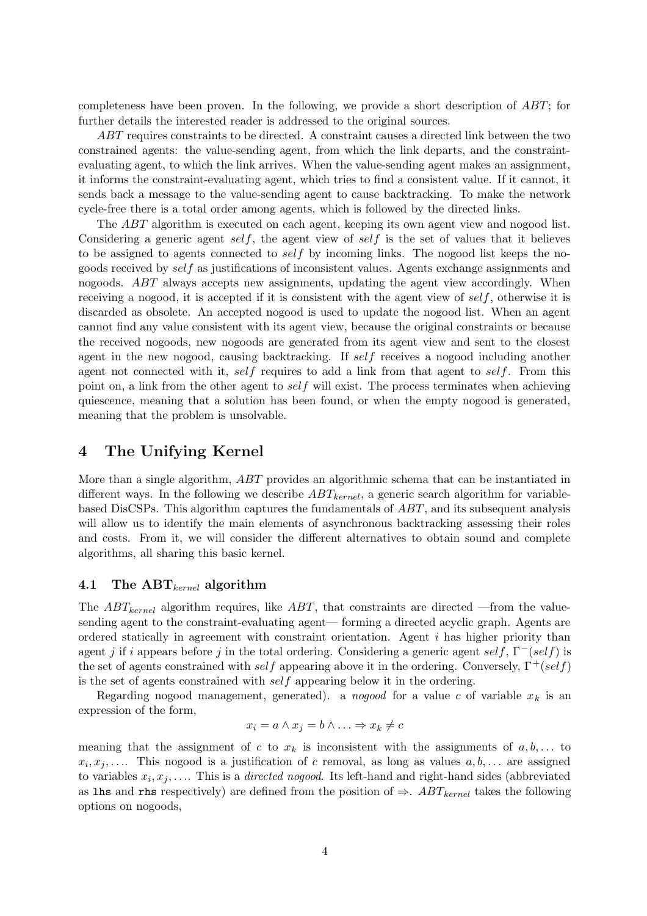completeness have been proven. In the following, we provide a short description of *ABT*; for further details the interested reader is addressed to the original sources.

*ABT* requires constraints to be directed. A constraint causes a directed link between the two constrained agents: the value-sending agent, from which the link departs, and the constraint-evaluating agent, to which the link arrives. When the value-sending agent makes an assignment, it informs the constraint-evaluating agent, which tries to find a consistent value. If it cannot, it sends back a message to the value-sending agent to cause backtracking. To make the network cycle-free there is a total order among agents, which is followed by the directed links.

The *ABT* algorithm is executed on each agent, keeping its own agent view and nogood list. Considering a generic agent $self$, the agent view of $self$ is the set of values that it believes to be assigned to agents connected to $self$ by incoming links. The nogood list keeps the nogoods received by $self$ as justifications of inconsistent values. Agents exchange assignments and nogoods. *ABT* always accepts new assignments, updating the agent view accordingly. When receiving a nogood, it is accepted if it is consistent with the agent view of $self$, otherwise it is discarded as obsolete. An accepted nogood is used to update the nogood list. When an agent cannot find any value consistent with its agent view, because the original constraints or because the received nogoods, new nogoods are generated from its agent view and sent to the closest agent in the new nogood, causing backtracking. If $self$ receives a nogood including another agent not connected with it, $self$ requires to add a link from that agent to $self$. From this point on, a link from the other agent to $self$ will exist. The process terminates when achieving quiescence, meaning that a solution has been found, or when the empty nogood is generated, meaning that the problem is unsolvable.

# 4 The Unifying Kernel

More than a single algorithm, *ABT* provides an algorithmic schema that can be instantiated in different ways. In the following we describe $ABT_{kernel}$, a generic search algorithm for variable-based DisCSPs. This algorithm captures the fundamentals of *ABT*, and its subsequent analysis will allow us to identify the main elements of asynchronous backtracking assessing their roles and costs. From it, we will consider the different alternatives to obtain sound and complete algorithms, all sharing this basic kernel.

## 4.1 The $\mathbf{ABT}_{kernel}$ algorithm

The $ABT_{kernel}$ algorithm requires, like *ABT*, that constraints are directed —from the value-sending agent to the constraint-evaluating agent— forming a directed acyclic graph. Agents are ordered statically in agreement with constraint orientation. Agent $i$ has higher priority than agent $j$ if $i$ appears before $j$ in the total ordering. Considering a generic agent $self$, $\Gamma^-(self)$ is the set of agents constrained with $self$ appearing above it in the ordering. Conversely, $\Gamma^+(self)$ is the set of agents constrained with $self$ appearing below it in the ordering.

Regarding nogood management, generated). a *nogood* for a value $c$ of variable $x_k$ is an expression of the form,

$$x_i = a \wedge x_j = b \wedge \ldots \Rightarrow x_k \neq c$$

meaning that the assignment of $c$ to $x_k$ is inconsistent with the assignments of $a, b, \ldots$ to $x_i, x_j, \ldots$. This nogood is a justification of $c$ removal, as long as values $a, b, \ldots$ are assigned to variables $x_i, x_j, \ldots$. This is a *directed nogood*. Its left-hand and right-hand sides (abbreviated as `lhs` and `rhs` respectively) are defined from the position of $\Rightarrow$. $ABT_{kernel}$ takes the following options on nogoods,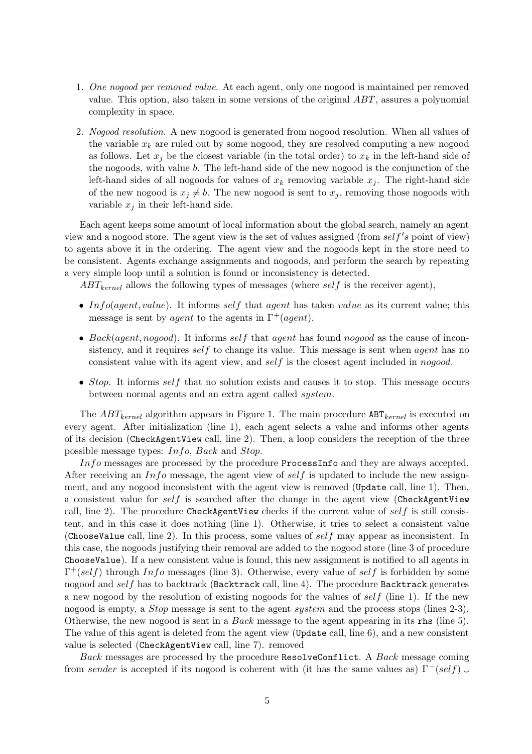1. *One nogood per removed value*. At each agent, only one nogood is maintained per removed value. This option, also taken in some versions of the original *ABT*, assures a polynomial complexity in space.

2. *Nogood resolution*. A new nogood is generated from nogood resolution. When all values of the variable $x_k$ are ruled out by some nogood, they are resolved computing a new nogood as follows. Let $x_j$ be the closest variable (in the total order) to $x_k$ in the left-hand side of the nogoods, with value $b$. The left-hand side of the new nogood is the conjunction of the left-hand sides of all nogoods for values of $x_k$ removing variable $x_j$. The right-hand side of the new nogood is $x_j \neq b$. The new nogood is sent to $x_j$, removing those nogoods with variable $x_j$ in their left-hand side.

Each agent keeps some amount of local information about the global search, namely an agent view and a nogood store. The agent view is the set of values assigned (from $self's$ point of view) to agents above it in the ordering. The agent view and the nogoods kept in the store need to be consistent. Agents exchange assignments and nogoods, and perform the search by repeating a very simple loop until a solution is found or inconsistency is detected.

$ABT_{kernel}$ allows the following types of messages (where $self$ is the receiver agent),

- $Info(agent, value)$. It informs $self$ that $agent$ has taken $value$ as its current value; this message is sent by $agent$ to the agents in $\Gamma^+(agent)$.
- $Back(agent, nogood)$. It informs $self$ that $agent$ has found $nogood$ as the cause of inconsistency, and it requires $self$ to change its value. This message is sent when $agent$ has no consistent value with its agent view, and $self$ is the closest agent included in $nogood$.
- $Stop$. It informs $self$ that no solution exists and causes it to stop. This message occurs between normal agents and an extra agent called $system$.

The $ABT_{kernel}$ algorithm appears in Figure 1. The main procedure `ABT`$_{kernel}$ is executed on every agent. After initialization (line 1), each agent selects a value and informs other agents of its decision (`CheckAgentView` call, line 2). Then, a loop considers the reception of the three possible message types: $Info$, $Back$ and $Stop$.

$Info$ messages are processed by the procedure `ProcessInfo` and they are always accepted. After receiving an $Info$ message, the agent view of $self$ is updated to include the new assignment, and any nogood inconsistent with the agent view is removed (`Update` call, line 1). Then, a consistent value for $self$ is searched after the change in the agent view (`CheckAgentView` call, line 2). The procedure `CheckAgentView` checks if the current value of $self$ is still consistent, and in this case it does nothing (line 1). Otherwise, it tries to select a consistent value (`ChooseValue` call, line 2). In this process, some values of $self$ may appear as inconsistent. In this case, the nogoods justifying their removal are added to the nogood store (line 3 of procedure `ChooseValue`). If a new consistent value is found, this new assignment is notified to all agents in $\Gamma^+(self)$ through $Info$ messages (line 3). Otherwise, every value of $self$ is forbidden by some nogood and $self$ has to backtrack (`Backtrack` call, line 4). The procedure `Backtrack` generates a new nogood by the resolution of existing nogoods for the values of $self$ (line 1). If the new nogood is empty, a $Stop$ message is sent to the agent $system$ and the process stops (lines 2-3). Otherwise, the new nogood is sent in a $Back$ message to the agent appearing in its `rhs` (line 5). The value of this agent is deleted from the agent view (`Update` call, line 6), and a new consistent value is selected (`CheckAgentView` call, line 7). removed

$Back$ messages are processed by the procedure `ResolveConflict`. A $Back$ message coming from $sender$ is accepted if its nogood is coherent with (it has the same values as) $\Gamma^-(self) \cup$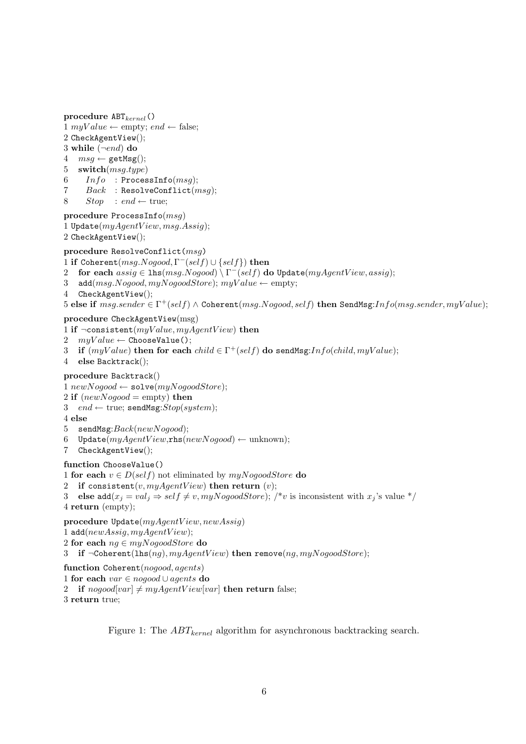```
procedure ABT_kernel()
1 myValue ← empty; end ← false;
2 CheckAgentView();
3 while (¬end) do
4   msg ← getMsg();
5   switch(msg.type)
6     Info  : ProcessInfo(msg);
7     Back  : ResolveConflict(msg);
8     Stop  : end ← true;

procedure ProcessInfo(msg)
1 Update(myAgentView, msg.Assig);
2 CheckAgentView();

procedure ResolveConflict(msg)
1 if Coherent(msg.Nogood, Γ⁻(self) ∪ {self}) then
2   for each assig ∈ lhs(msg.Nogood) \ Γ⁻(self) do Update(myAgentView, assig);
3   add(msg.Nogood, myNogoodStore); myValue ← empty;
4   CheckAgentView();
5 else if msg.sender ∈ Γ⁺(self) ∧ Coherent(msg.Nogood, self) then SendMsg:Info(msg.sender, myValue);

procedure CheckAgentView(msg)
1 if ¬consistent(myValue, myAgentView) then
2   myValue ← ChooseValue();
3   if (myValue) then for each child ∈ Γ⁺(self) do sendMsg:Info(child, myValue);
4   else Backtrack();

procedure Backtrack()
1 newNogood ← solve(myNogoodStore);
2 if (newNogood = empty) then
3   end ← true; sendMsg:Stop(system);
4 else
5   sendMsg:Back(newNogood);
6   Update(myAgentView, rhs(newNogood) ← unknown);
7   CheckAgentView();

function ChooseValue()
1 for each v ∈ D(self) not eliminated by myNogoodStore do
2   if consistent(v, myAgentView) then return (v);
3   else add(x_j = val_j ⇒ self ≠ v, myNogoodStore); /*v is inconsistent with x_j's value */
4 return (empty);

procedure Update(myAgentView, newAssig)
1 add(newAssig, myAgentView);
2 for each ng ∈ myNogoodStore do
3   if ¬Coherent(lhs(ng), myAgentView) then remove(ng, myNogoodStore);

function Coherent(nogood, agents)
1 for each var ∈ nogood ∪ agents do
2   if nogood[var] ≠ myAgentView[var] then return false;
3 return true;
```

Figure 1: The $ABT_{kernel}$ algorithm for asynchronous backtracking search.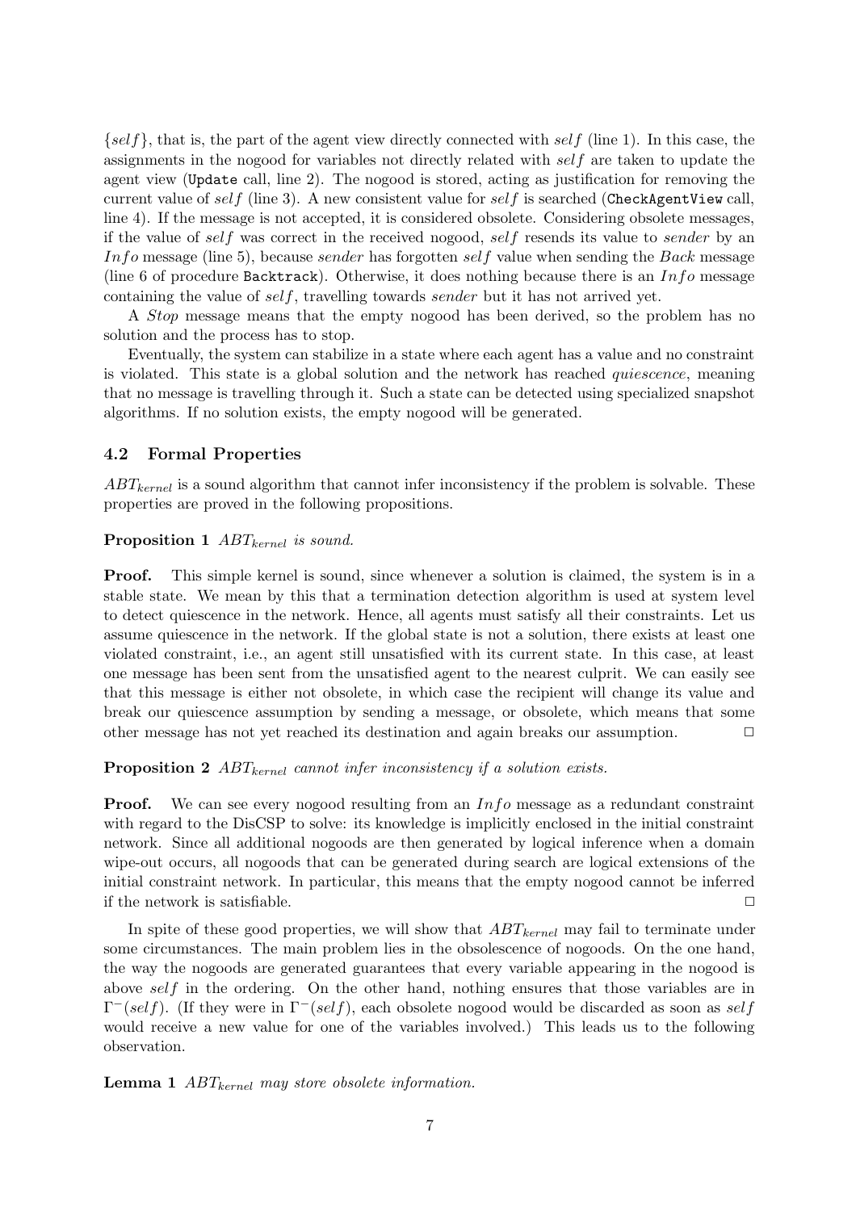$\{self\}$, that is, the part of the agent view directly connected with $self$ (line 1). In this case, the assignments in the nogood for variables not directly related with $self$ are taken to update the agent view (`Update` call, line 2). The nogood is stored, acting as justification for removing the current value of $self$ (line 3). A new consistent value for $self$ is searched (`CheckAgentView` call, line 4). If the message is not accepted, it is considered obsolete. Considering obsolete messages, if the value of $self$ was correct in the received nogood, $self$ resends its value to *sender* by an $Info$ message (line 5), because *sender* has forgotten $self$ value when sending the *Back* message (line 6 of procedure `Backtrack`). Otherwise, it does nothing because there is an $Info$ message containing the value of $self$, travelling towards *sender* but it has not arrived yet.

A *Stop* message means that the empty nogood has been derived, so the problem has no solution and the process has to stop.

Eventually, the system can stabilize in a state where each agent has a value and no constraint is violated. This state is a global solution and the network has reached *quiescence*, meaning that no message is travelling through it. Such a state can be detected using specialized snapshot algorithms. If no solution exists, the empty nogood will be generated.

### 4.2 Formal Properties

$ABT_{kernel}$ is a sound algorithm that cannot infer inconsistency if the problem is solvable. These properties are proved in the following propositions.

**Proposition 1** *$ABT_{kernel}$ is sound.*

**Proof.** This simple kernel is sound, since whenever a solution is claimed, the system is in a stable state. We mean by this that a termination detection algorithm is used at system level to detect quiescence in the network. Hence, all agents must satisfy all their constraints. Let us assume quiescence in the network. If the global state is not a solution, there exists at least one violated constraint, i.e., an agent still unsatisfied with its current state. In this case, at least one message has been sent from the unsatisfied agent to the nearest culprit. We can easily see that this message is either not obsolete, in which case the recipient will change its value and break our quiescence assumption by sending a message, or obsolete, which means that some other message has not yet reached its destination and again breaks our assumption. □

**Proposition 2** *$ABT_{kernel}$ cannot infer inconsistency if a solution exists.*

**Proof.** We can see every nogood resulting from an $Info$ message as a redundant constraint with regard to the DisCSP to solve: its knowledge is implicitly enclosed in the initial constraint network. Since all additional nogoods are then generated by logical inference when a domain wipe-out occurs, all nogoods that can be generated during search are logical extensions of the initial constraint network. In particular, this means that the empty nogood cannot be inferred if the network is satisfiable. □

In spite of these good properties, we will show that $ABT_{kernel}$ may fail to terminate under some circumstances. The main problem lies in the obsolescence of nogoods. On the one hand, the way the nogoods are generated guarantees that every variable appearing in the nogood is above $self$ in the ordering. On the other hand, nothing ensures that those variables are in $\Gamma^-(self)$. (If they were in $\Gamma^-(self)$, each obsolete nogood would be discarded as soon as $self$ would receive a new value for one of the variables involved.) This leads us to the following observation.

**Lemma 1** *$ABT_{kernel}$ may store obsolete information.*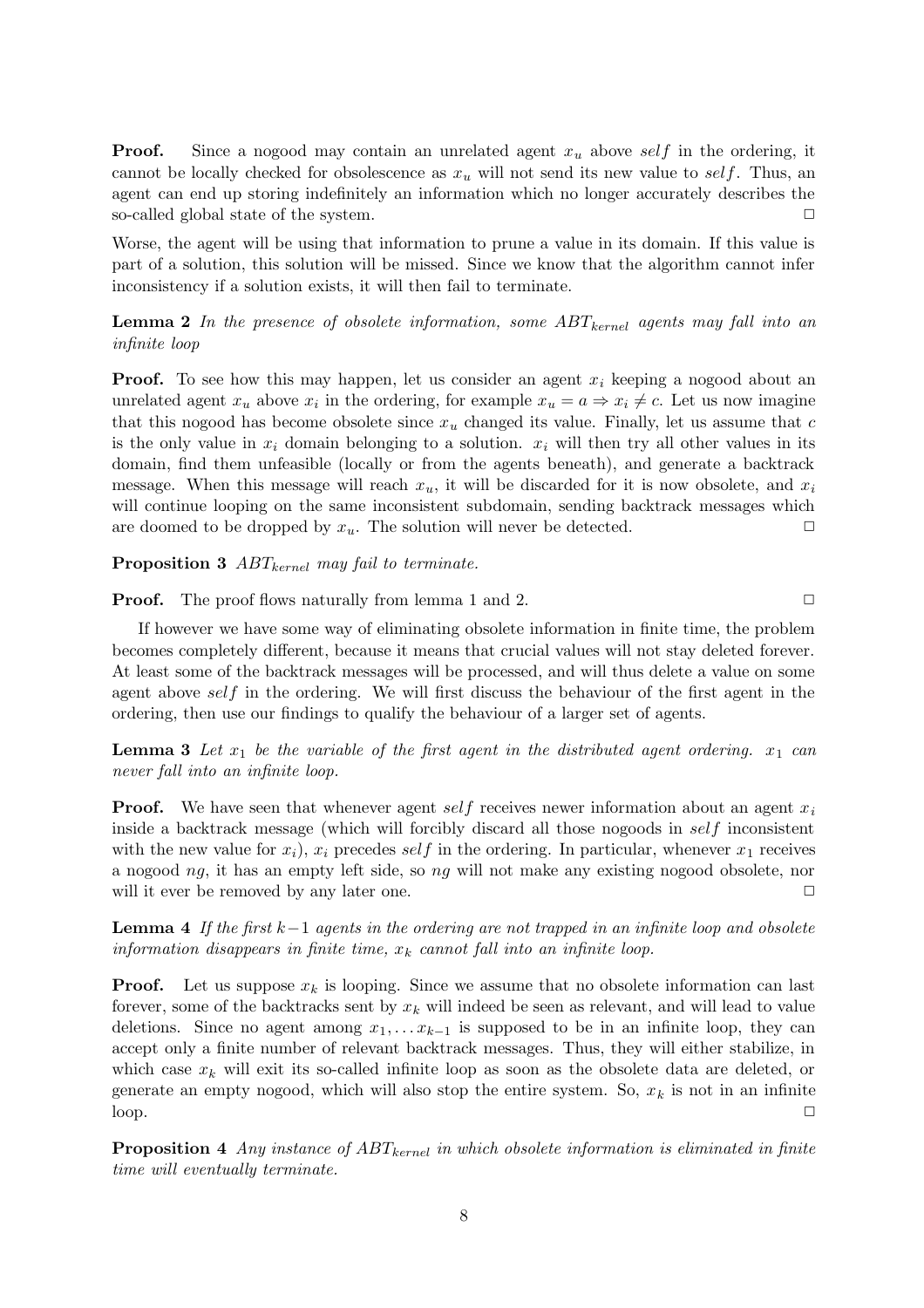**Proof.** Since a nogood may contain an unrelated agent $x_u$ above $self$ in the ordering, it cannot be locally checked for obsolescence as $x_u$ will not send its new value to $self$. Thus, an agent can end up storing indefinitely an information which no longer accurately describes the so-called global state of the system. □

Worse, the agent will be using that information to prune a value in its domain. If this value is part of a solution, this solution will be missed. Since we know that the algorithm cannot infer inconsistency if a solution exists, it will then fail to terminate.

**Lemma 2** *In the presence of obsolete information, some $ABT_{kernel}$ agents may fall into an infinite loop*

**Proof.** To see how this may happen, let us consider an agent $x_i$ keeping a nogood about an unrelated agent $x_u$ above $x_i$ in the ordering, for example $x_u = a \Rightarrow x_i \neq c$. Let us now imagine that this nogood has become obsolete since $x_u$ changed its value. Finally, let us assume that $c$ is the only value in $x_i$ domain belonging to a solution. $x_i$ will then try all other values in its domain, find them unfeasible (locally or from the agents beneath), and generate a backtrack message. When this message will reach $x_u$, it will be discarded for it is now obsolete, and $x_i$ will continue looping on the same inconsistent subdomain, sending backtrack messages which are doomed to be dropped by $x_u$. The solution will never be detected. □

**Proposition 3** *$ABT_{kernel}$ may fail to terminate.*

**Proof.** The proof flows naturally from lemma 1 and 2. □

If however we have some way of eliminating obsolete information in finite time, the problem becomes completely different, because it means that crucial values will not stay deleted forever. At least some of the backtrack messages will be processed, and will thus delete a value on some agent above $self$ in the ordering. We will first discuss the behaviour of the first agent in the ordering, then use our findings to qualify the behaviour of a larger set of agents.

**Lemma 3** *Let $x_1$ be the variable of the first agent in the distributed agent ordering. $x_1$ can never fall into an infinite loop.*

**Proof.** We have seen that whenever agent $self$ receives newer information about an agent $x_i$ inside a backtrack message (which will forcibly discard all those nogoods in $self$ inconsistent with the new value for $x_i$), $x_i$ precedes $self$ in the ordering. In particular, whenever $x_1$ receives a nogood $ng$, it has an empty left side, so $ng$ will not make any existing nogood obsolete, nor will it ever be removed by any later one. □

**Lemma 4** *If the first $k-1$ agents in the ordering are not trapped in an infinite loop and obsolete information disappears in finite time, $x_k$ cannot fall into an infinite loop.*

**Proof.** Let us suppose $x_k$ is looping. Since we assume that no obsolete information can last forever, some of the backtracks sent by $x_k$ will indeed be seen as relevant, and will lead to value deletions. Since no agent among $x_1, \ldots x_{k-1}$ is supposed to be in an infinite loop, they can accept only a finite number of relevant backtrack messages. Thus, they will either stabilize, in which case $x_k$ will exit its so-called infinite loop as soon as the obsolete data are deleted, or generate an empty nogood, which will also stop the entire system. So, $x_k$ is not in an infinite loop. □

**Proposition 4** *Any instance of $ABT_{kernel}$ in which obsolete information is eliminated in finite time will eventually terminate.*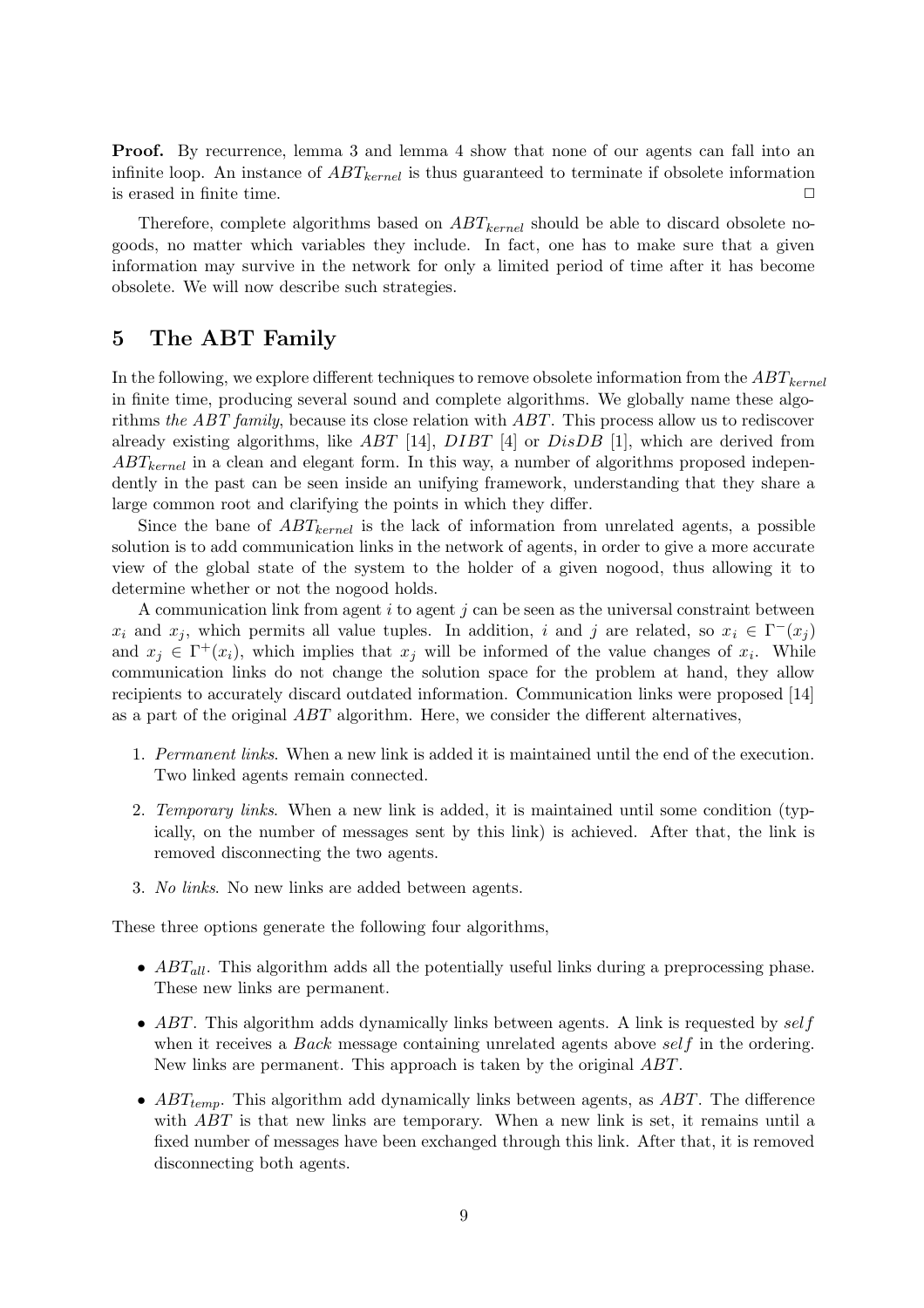**Proof.** By recurrence, lemma 3 and lemma 4 show that none of our agents can fall into an infinite loop. An instance of $ABT_{kernel}$ is thus guaranteed to terminate if obsolete information is erased in finite time. □

Therefore, complete algorithms based on $ABT_{kernel}$ should be able to discard obsolete nogoods, no matter which variables they include. In fact, one has to make sure that a given information may survive in the network for only a limited period of time after it has become obsolete. We will now describe such strategies.

## 5 The ABT Family

In the following, we explore different techniques to remove obsolete information from the $ABT_{kernel}$ in finite time, producing several sound and complete algorithms. We globally name these algorithms *the ABT family*, because its close relation with $ABT$. This process allow us to rediscover already existing algorithms, like $ABT$ [14], $DIBT$ [4] or $DisDB$ [1], which are derived from $ABT_{kernel}$ in a clean and elegant form. In this way, a number of algorithms proposed independently in the past can be seen inside an unifying framework, understanding that they share a large common root and clarifying the points in which they differ.

Since the bane of $ABT_{kernel}$ is the lack of information from unrelated agents, a possible solution is to add communication links in the network of agents, in order to give a more accurate view of the global state of the system to the holder of a given nogood, thus allowing it to determine whether or not the nogood holds.

A communication link from agent $i$ to agent $j$ can be seen as the universal constraint between $x_i$ and $x_j$, which permits all value tuples. In addition, $i$ and $j$ are related, so $x_i \in \Gamma^-(x_j)$ and $x_j \in \Gamma^+(x_i)$, which implies that $x_j$ will be informed of the value changes of $x_i$. While communication links do not change the solution space for the problem at hand, they allow recipients to accurately discard outdated information. Communication links were proposed [14] as a part of the original $ABT$ algorithm. Here, we consider the different alternatives,

1. *Permanent links*. When a new link is added it is maintained until the end of the execution. Two linked agents remain connected.
2. *Temporary links*. When a new link is added, it is maintained until some condition (typically, on the number of messages sent by this link) is achieved. After that, the link is removed disconnecting the two agents.
3. *No links*. No new links are added between agents.

These three options generate the following four algorithms,

- $ABT_{all}$. This algorithm adds all the potentially useful links during a preprocessing phase. These new links are permanent.
- $ABT$. This algorithm adds dynamically links between agents. A link is requested by $self$ when it receives a $Back$ message containing unrelated agents above $self$ in the ordering. New links are permanent. This approach is taken by the original $ABT$.
- $ABT_{temp}$. This algorithm add dynamically links between agents, as $ABT$. The difference with $ABT$ is that new links are temporary. When a new link is set, it remains until a fixed number of messages have been exchanged through this link. After that, it is removed disconnecting both agents.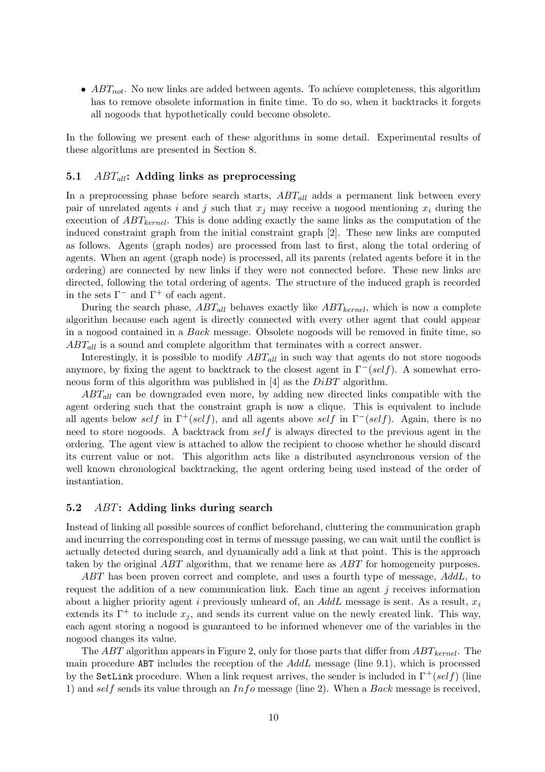- $ABT_{not}$. No new links are added between agents. To achieve completeness, this algorithm has to remove obsolete information in finite time. To do so, when it backtracks it forgets all nogoods that hypothetically could become obsolete.

In the following we present each of these algorithms in some detail. Experimental results of these algorithms are presented in Section 8.

### 5.1 $ABT_{all}$: Adding links as preprocessing

In a preprocessing phase before search starts, $ABT_{all}$ adds a permanent link between every pair of unrelated agents $i$ and $j$ such that $x_j$ may receive a nogood mentioning $x_i$ during the execution of $ABT_{kernel}$. This is done adding exactly the same links as the computation of the induced constraint graph from the initial constraint graph [2]. These new links are computed as follows. Agents (graph nodes) are processed from last to first, along the total ordering of agents. When an agent (graph node) is processed, all its parents (related agents before it in the ordering) are connected by new links if they were not connected before. These new links are directed, following the total ordering of agents. The structure of the induced graph is recorded in the sets $\Gamma^-$ and $\Gamma^+$ of each agent.

During the search phase, $ABT_{all}$ behaves exactly like $ABT_{kernel}$, which is now a complete algorithm because each agent is directly connected with every other agent that could appear in a nogood contained in a *Back* message. Obsolete nogoods will be removed in finite time, so $ABT_{all}$ is a sound and complete algorithm that terminates with a correct answer.

Interestingly, it is possible to modify $ABT_{all}$ in such way that agents do not store nogoods anymore, by fixing the agent to backtrack to the closest agent in $\Gamma^-(self)$. A somewhat erroneous form of this algorithm was published in [4] as the $DiBT$ algorithm.

$ABT_{all}$ can be downgraded even more, by adding new directed links compatible with the agent ordering such that the constraint graph is now a clique. This is equivalent to include all agents below $self$ in $\Gamma^+(self)$, and all agents above $self$ in $\Gamma^-(self)$. Again, there is no need to store nogoods. A backtrack from $self$ is always directed to the previous agent in the ordering. The agent view is attached to allow the recipient to choose whether he should discard its current value or not. This algorithm acts like a distributed asynchronous version of the well known chronological backtracking, the agent ordering being used instead of the order of instantiation.

### 5.2 $ABT$: Adding links during search

Instead of linking all possible sources of conflict beforehand, cluttering the communication graph and incurring the corresponding cost in terms of message passing, we can wait until the conflict is actually detected during search, and dynamically add a link at that point. This is the approach taken by the original $ABT$ algorithm, that we rename here as $ABT$ for homogeneity purposes.

$ABT$ has been proven correct and complete, and uses a fourth type of message, $AddL$, to request the addition of a new communication link. Each time an agent $j$ receives information about a higher priority agent $i$ previously unheard of, an $AddL$ message is sent. As a result, $x_i$ extends its $\Gamma^+$ to include $x_j$, and sends its current value on the newly created link. This way, each agent storing a nogood is guaranteed to be informed whenever one of the variables in the nogood changes its value.

The $ABT$ algorithm appears in Figure 2, only for those parts that differ from $ABT_{kernel}$. The main procedure `ABT` includes the reception of the $AddL$ message (line 9.1), which is processed by the `SetLink` procedure. When a link request arrives, the sender is included in $\Gamma^+(self)$ (line 1) and $self$ sends its value through an $Info$ message (line 2). When a $Back$ message is received,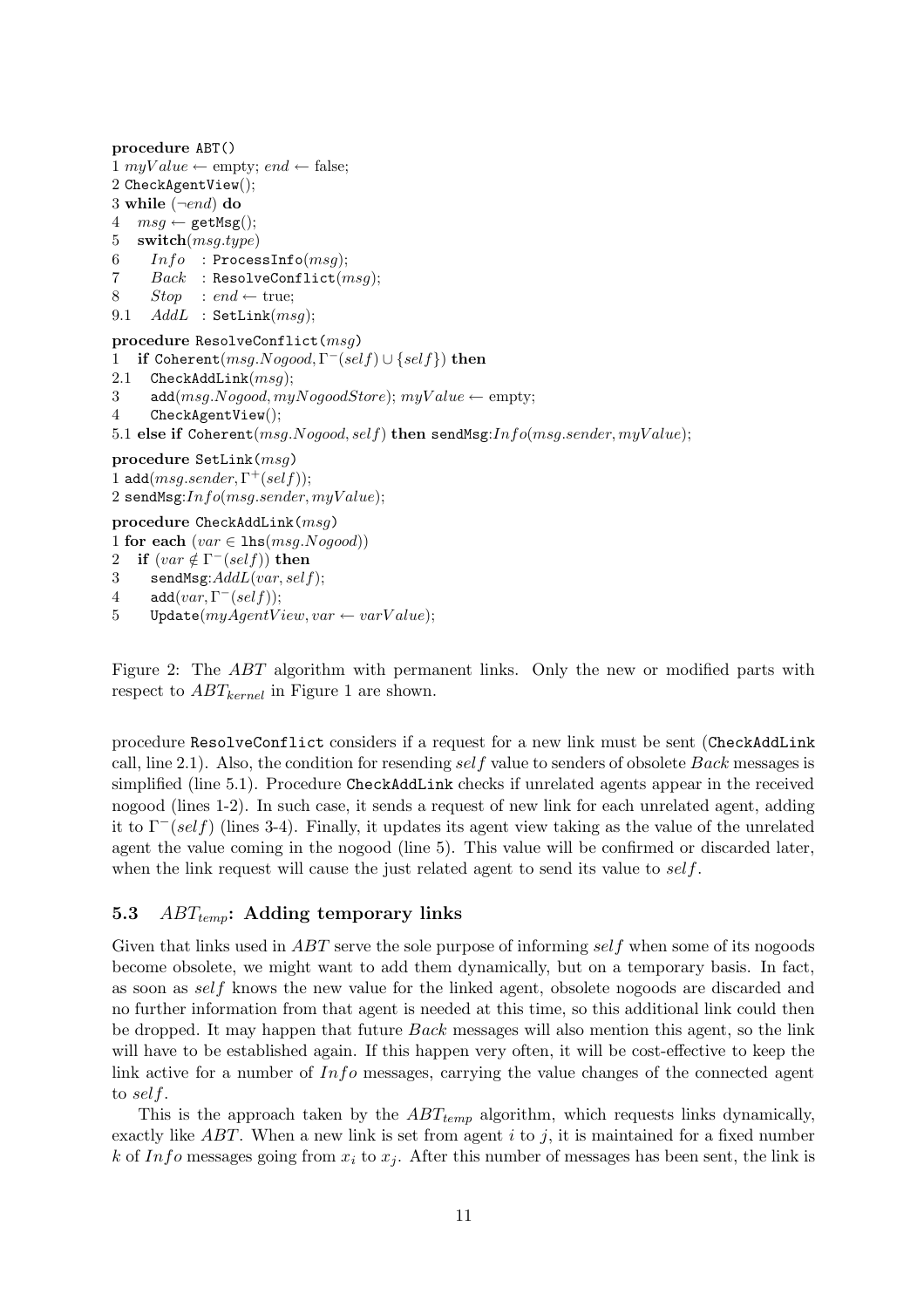```
procedure ABT()
1 myValue ← empty; end ← false;
2 CheckAgentView();
3 while (¬end) do
4   msg ← getMsg();
5   switch(msg.type)
6     Info   : ProcessInfo(msg);
7     Back   : ResolveConflict(msg);
8     Stop   : end ← true;
9.1   AddL   : SetLink(msg);

procedure ResolveConflict(msg)
1   if Coherent(msg.Nogood, Γ⁻(self) ∪ {self}) then
2.1   CheckAddLink(msg);
3     add(msg.Nogood, myNogoodStore); myValue ← empty;
4     CheckAgentView();
5.1 else if Coherent(msg.Nogood, self) then sendMsg:Info(msg.sender, myValue);

procedure SetLink(msg)
1 add(msg.sender, Γ⁺(self));
2 sendMsg:Info(msg.sender, myValue);

procedure CheckAddLink(msg)
1 for each (var ∈ lhs(msg.Nogood))
2   if (var ∉ Γ⁻(self)) then
3     sendMsg:AddL(var, self);
4     add(var, Γ⁻(self));
5     Update(myAgentView, var ← varValue);
```

Figure 2: The *ABT* algorithm with permanent links. Only the new or modified parts with respect to $ABT_{kernel}$ in Figure 1 are shown.

procedure `ResolveConflict` considers if a request for a new link must be sent (`CheckAddLink` call, line 2.1). Also, the condition for resending $self$ value to senders of obsolete *Back* messages is simplified (line 5.1). Procedure `CheckAddLink` checks if unrelated agents appear in the received nogood (lines 1-2). In such case, it sends a request of new link for each unrelated agent, adding it to $\Gamma^-(self)$ (lines 3-4). Finally, it updates its agent view taking as the value of the unrelated agent the value coming in the nogood (line 5). This value will be confirmed or discarded later, when the link request will cause the just related agent to send its value to $self$.

### 5.3 $ABT_{temp}$: Adding temporary links

Given that links used in *ABT* serve the sole purpose of informing $self$ when some of its nogoods become obsolete, we might want to add them dynamically, but on a temporary basis. In fact, as soon as $self$ knows the new value for the linked agent, obsolete nogoods are discarded and no further information from that agent is needed at this time, so this additional link could then be dropped. It may happen that future *Back* messages will also mention this agent, so the link will have to be established again. If this happen very often, it will be cost-effective to keep the link active for a number of *Info* messages, carrying the value changes of the connected agent to $self$.

This is the approach taken by the $ABT_{temp}$ algorithm, which requests links dynamically, exactly like *ABT*. When a new link is set from agent $i$ to $j$, it is maintained for a fixed number $k$ of *Info* messages going from $x_i$ to $x_j$. After this number of messages has been sent, the link is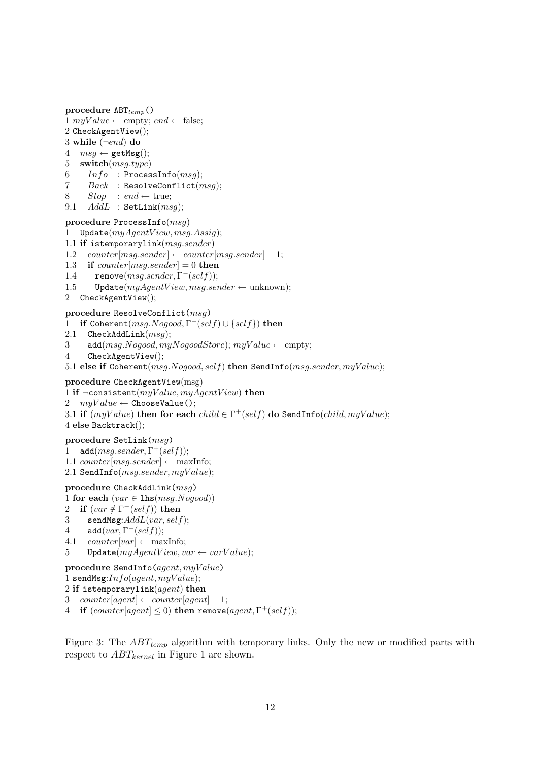```
procedure ABT_temp()
1 myValue ← empty; end ← false;
2 CheckAgentView();
3 while (¬end) do
4   msg ← getMsg();
5   switch(msg.type)
6     Info  : ProcessInfo(msg);
7     Back  : ResolveConflict(msg);
8     Stop  : end ← true;
9.1   AddL  : SetLink(msg);

procedure ProcessInfo(msg)
1   Update(myAgentView, msg.Assig);
1.1 if istemporarylink(msg.sender)
1.2   counter[msg.sender] ← counter[msg.sender] − 1;
1.3   if counter[msg.sender] = 0 then
1.4     remove(msg.sender, Γ⁻(self));
1.5     Update(myAgentView, msg.sender ← unknown);
2   CheckAgentView();

procedure ResolveConflict(msg)
1   if Coherent(msg.Nogood, Γ⁻(self) ∪ {self}) then
2.1   CheckAddLink(msg);
3     add(msg.Nogood, myNogoodStore); myValue ← empty;
4     CheckAgentView();
5.1 else if Coherent(msg.Nogood, self) then SendInfo(msg.sender, myValue);

procedure CheckAgentView(msg)
1 if ¬consistent(myValue, myAgentView) then
2   myValue ← ChooseValue();
3.1 if (myValue) then for each child ∈ Γ⁺(self) do SendInfo(child, myValue);
4 else Backtrack();

procedure SetLink(msg)
1   add(msg.sender, Γ⁺(self));
1.1 counter[msg.sender] ← maxInfo;
2.1 SendInfo(msg.sender, myValue);

procedure CheckAddLink(msg)
1 for each (var ∈ lhs(msg.Nogood))
2   if (var ∉ Γ⁻(self)) then
3     sendMsg:AddL(var, self);
4     add(var, Γ⁻(self));
4.1   counter[var] ← maxInfo;
5     Update(myAgentView, var ← varValue);

procedure SendInfo(agent, myValue)
1 sendMsg:Info(agent, myValue);
2 if istemporarylink(agent) then
3   counter[agent] ← counter[agent] − 1;
4   if (counter[agent] ≤ 0) then remove(agent, Γ⁺(self));
```

Figure 3: The $ABT_{temp}$ algorithm with temporary links. Only the new or modified parts with respect to $ABT_{kernel}$ in Figure 1 are shown.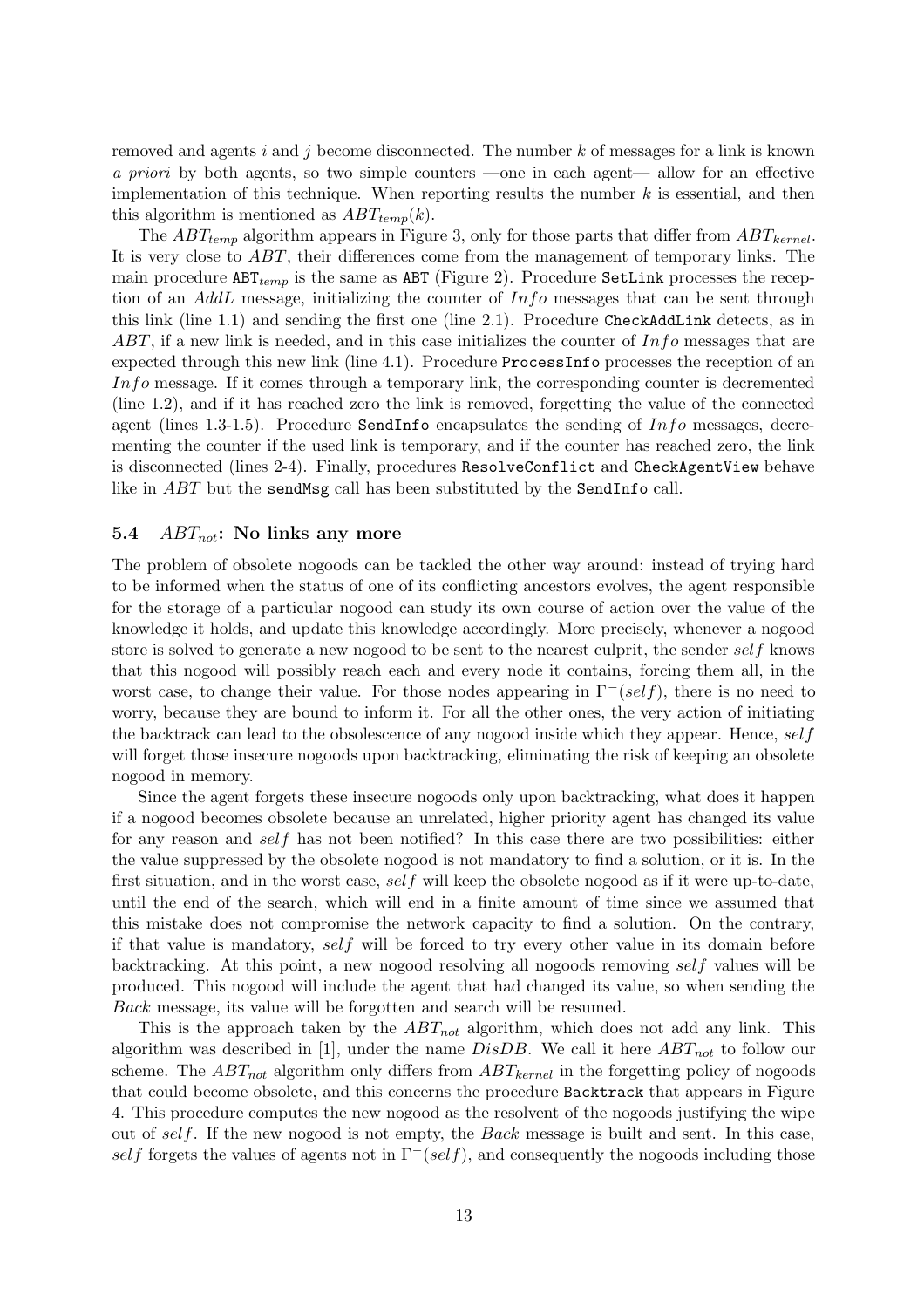removed and agents $i$ and $j$ become disconnected. The number $k$ of messages for a link is known *a priori* by both agents, so two simple counters —one in each agent— allow for an effective implementation of this technique. When reporting results the number $k$ is essential, and then this algorithm is mentioned as $ABT_{temp}(k)$.

The $ABT_{temp}$ algorithm appears in Figure 3, only for those parts that differ from $ABT_{kernel}$. It is very close to $ABT$, their differences come from the management of temporary links. The main procedure `ABT`$_{temp}$ is the same as `ABT` (Figure 2). Procedure `SetLink` processes the reception of an $AddL$ message, initializing the counter of $Info$ messages that can be sent through this link (line 1.1) and sending the first one (line 2.1). Procedure `CheckAddLink` detects, as in $ABT$, if a new link is needed, and in this case initializes the counter of $Info$ messages that are expected through this new link (line 4.1). Procedure `ProcessInfo` processes the reception of an $Info$ message. If it comes through a temporary link, the corresponding counter is decremented (line 1.2), and if it has reached zero the link is removed, forgetting the value of the connected agent (lines 1.3-1.5). Procedure `SendInfo` encapsulates the sending of $Info$ messages, decrementing the counter if the used link is temporary, and if the counter has reached zero, the link is disconnected (lines 2-4). Finally, procedures `ResolveConflict` and `CheckAgentView` behave like in $ABT$ but the `sendMsg` call has been substituted by the `SendInfo` call.

### 5.4 $ABT_{not}$: No links any more

The problem of obsolete nogoods can be tackled the other way around: instead of trying hard to be informed when the status of one of its conflicting ancestors evolves, the agent responsible for the storage of a particular nogood can study its own course of action over the value of the knowledge it holds, and update this knowledge accordingly. More precisely, whenever a nogood store is solved to generate a new nogood to be sent to the nearest culprit, the sender $self$ knows that this nogood will possibly reach each and every node it contains, forcing them all, in the worst case, to change their value. For those nodes appearing in $\Gamma^{-}(self)$, there is no need to worry, because they are bound to inform it. For all the other ones, the very action of initiating the backtrack can lead to the obsolescence of any nogood inside which they appear. Hence, $self$ will forget those insecure nogoods upon backtracking, eliminating the risk of keeping an obsolete nogood in memory.

Since the agent forgets these insecure nogoods only upon backtracking, what does it happen if a nogood becomes obsolete because an unrelated, higher priority agent has changed its value for any reason and $self$ has not been notified? In this case there are two possibilities: either the value suppressed by the obsolete nogood is not mandatory to find a solution, or it is. In the first situation, and in the worst case, $self$ will keep the obsolete nogood as if it were up-to-date, until the end of the search, which will end in a finite amount of time since we assumed that this mistake does not compromise the network capacity to find a solution. On the contrary, if that value is mandatory, $self$ will be forced to try every other value in its domain before backtracking. At this point, a new nogood resolving all nogoods removing $self$ values will be produced. This nogood will include the agent that had changed its value, so when sending the $Back$ message, its value will be forgotten and search will be resumed.

This is the approach taken by the $ABT_{not}$ algorithm, which does not add any link. This algorithm was described in [1], under the name $DisDB$. We call it here $ABT_{not}$ to follow our scheme. The $ABT_{not}$ algorithm only differs from $ABT_{kernel}$ in the forgetting policy of nogoods that could become obsolete, and this concerns the procedure `Backtrack` that appears in Figure 4. This procedure computes the new nogood as the resolvent of the nogoods justifying the wipe out of $self$. If the new nogood is not empty, the $Back$ message is built and sent. In this case, $self$ forgets the values of agents not in $\Gamma^{-}(self)$, and consequently the nogoods including those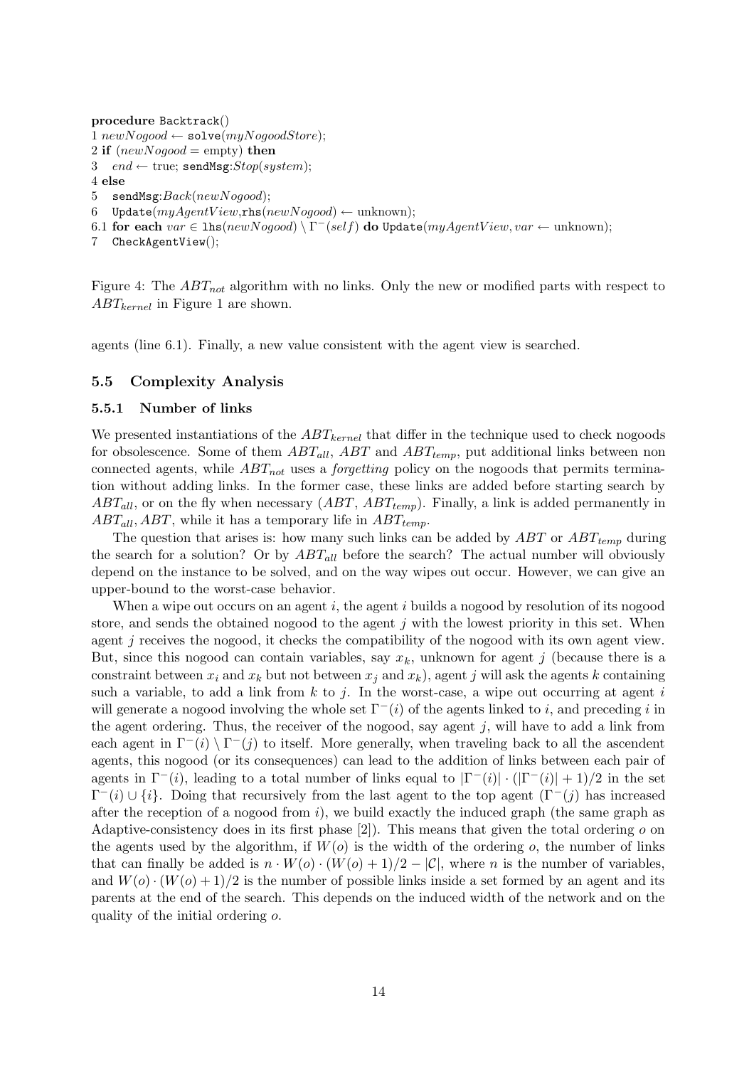```
procedure Backtrack()
1 newNogood ← solve(myNogoodStore);
2 if (newNogood = empty) then
3   end ← true; sendMsg:Stop(system);
4 else
5   sendMsg:Back(newNogood);
6   Update(myAgentView,rhs(newNogood) ← unknown);
6.1 for each var ∈ lhs(newNogood) \ Γ⁻(self) do Update(myAgentView, var ← unknown);
7   CheckAgentView();
```

Figure 4: The $ABT_{not}$ algorithm with no links. Only the new or modified parts with respect to $ABT_{kernel}$ in Figure 1 are shown.

agents (line 6.1). Finally, a new value consistent with the agent view is searched.

## 5.5 Complexity Analysis

### 5.5.1 Number of links

We presented instantiations of the $ABT_{kernel}$ that differ in the technique used to check nogoods for obsolescence. Some of them $ABT_{all}$, $ABT$ and $ABT_{temp}$, put additional links between non connected agents, while $ABT_{not}$ uses a *forgetting* policy on the nogoods that permits termination without adding links. In the former case, these links are added before starting search by $ABT_{all}$, or on the fly when necessary ($ABT$, $ABT_{temp}$). Finally, a link is added permanently in $ABT_{all}$, $ABT$, while it has a temporary life in $ABT_{temp}$.

The question that arises is: how many such links can be added by $ABT$ or $ABT_{temp}$ during the search for a solution? Or by $ABT_{all}$ before the search? The actual number will obviously depend on the instance to be solved, and on the way wipes out occur. However, we can give an upper-bound to the worst-case behavior.

When a wipe out occurs on an agent $i$, the agent $i$ builds a nogood by resolution of its nogood store, and sends the obtained nogood to the agent $j$ with the lowest priority in this set. When agent $j$ receives the nogood, it checks the compatibility of the nogood with its own agent view. But, since this nogood can contain variables, say $x_k$, unknown for agent $j$ (because there is a constraint between $x_i$ and $x_k$ but not between $x_j$ and $x_k$), agent $j$ will ask the agents $k$ containing such a variable, to add a link from $k$ to $j$. In the worst-case, a wipe out occurring at agent $i$ will generate a nogood involving the whole set $\Gamma^-(i)$ of the agents linked to $i$, and preceding $i$ in the agent ordering. Thus, the receiver of the nogood, say agent $j$, will have to add a link from each agent in $\Gamma^-(i) \setminus \Gamma^-(j)$ to itself. More generally, when traveling back to all the ascendent agents, this nogood (or its consequences) can lead to the addition of links between each pair of agents in $\Gamma^-(i)$, leading to a total number of links equal to $|\Gamma^-(i)| \cdot (|\Gamma^-(i)| + 1)/2$ in the set $\Gamma^-(i) \cup \{i\}$. Doing that recursively from the last agent to the top agent ($\Gamma^-(j)$ has increased after the reception of a nogood from $i$), we build exactly the induced graph (the same graph as Adaptive-consistency does in its first phase [2]). This means that given the total ordering $o$ on the agents used by the algorithm, if $W(o)$ is the width of the ordering $o$, the number of links that can finally be added is $n \cdot W(o) \cdot (W(o) + 1)/2 - |\mathcal{C}|$, where $n$ is the number of variables, and $W(o) \cdot (W(o) + 1)/2$ is the number of possible links inside a set formed by an agent and its parents at the end of the search. This depends on the induced width of the network and on the quality of the initial ordering $o$.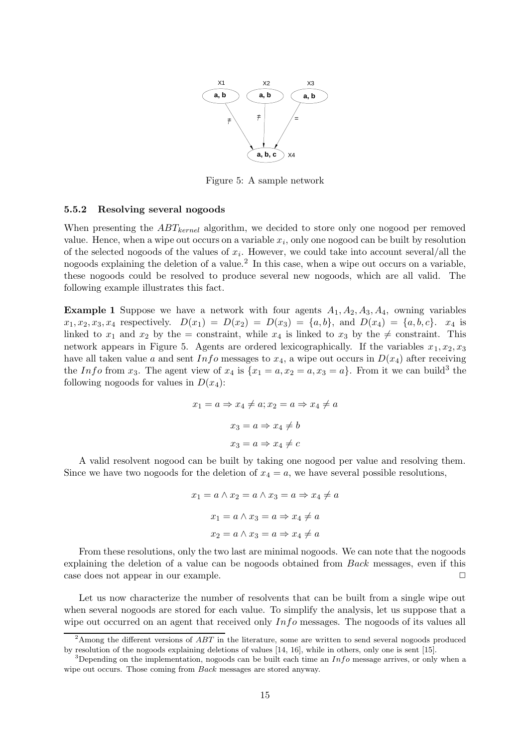Figure 5: A sample network

### 5.5.2 Resolving several nogoods

When presenting the $ABT_{kernel}$ algorithm, we decided to store only one nogood per removed value. Hence, when a wipe out occurs on a variable $x_i$, only one nogood can be built by resolution of the selected nogoods of the values of $x_i$. However, we could take into account several/all the nogoods explaining the deletion of a value.[2] In this case, when a wipe out occurs on a variable, these nogoods could be resolved to produce several new nogoods, which are all valid. The following example illustrates this fact.

**Example 1** Suppose we have a network with four agents $A_1, A_2, A_3, A_4$, owning variables $x_1, x_2, x_3, x_4$ respectively. $D(x_1) = D(x_2) = D(x_3) = \{a, b\}$, and $D(x_4) = \{a, b, c\}$. $x_4$ is linked to $x_1$ and $x_2$ by the $=$ constraint, while $x_4$ is linked to $x_3$ by the $\neq$ constraint. This network appears in Figure 5. Agents are ordered lexicographically. If the variables $x_1, x_2, x_3$ have all taken value $a$ and sent $Info$ messages to $x_4$, a wipe out occurs in $D(x_4)$ after receiving the $Info$ from $x_3$. The agent view of $x_4$ is $\{x_1 = a, x_2 = a, x_3 = a\}$. From it we can build[3] the following nogoods for values in $D(x_4)$:

$$x_1 = a \Rightarrow x_4 \neq a; x_2 = a \Rightarrow x_4 \neq a$$

$$x_3 = a \Rightarrow x_4 \neq b$$

$$x_3 = a \Rightarrow x_4 \neq c$$

A valid resolvent nogood can be built by taking one nogood per value and resolving them. Since we have two nogoods for the deletion of $x_4 = a$, we have several possible resolutions,

$$x_1 = a \wedge x_2 = a \wedge x_3 = a \Rightarrow x_4 \neq a$$

$$x_1 = a \wedge x_3 = a \Rightarrow x_4 \neq a$$

$$x_2 = a \wedge x_3 = a \Rightarrow x_4 \neq a$$

From these resolutions, only the two last are minimal nogoods. We can note that the nogoods explaining the deletion of a value can be nogoods obtained from $Back$ messages, even if this case does not appear in our example. □

Let us now characterize the number of resolvents that can be built from a single wipe out when several nogoods are stored for each value. To simplify the analysis, let us suppose that a wipe out occurred on an agent that received only $Info$ messages. The nogoods of its values all

[2] Among the different versions of $ABT$ in the literature, some are written to send several nogoods produced by resolution of the nogoods explaining deletions of values [14, 16], while in others, only one is sent [15].

[3] Depending on the implementation, nogoods can be built each time an $Info$ message arrives, or only when a wipe out occurs. Those coming from $Back$ messages are stored anyway.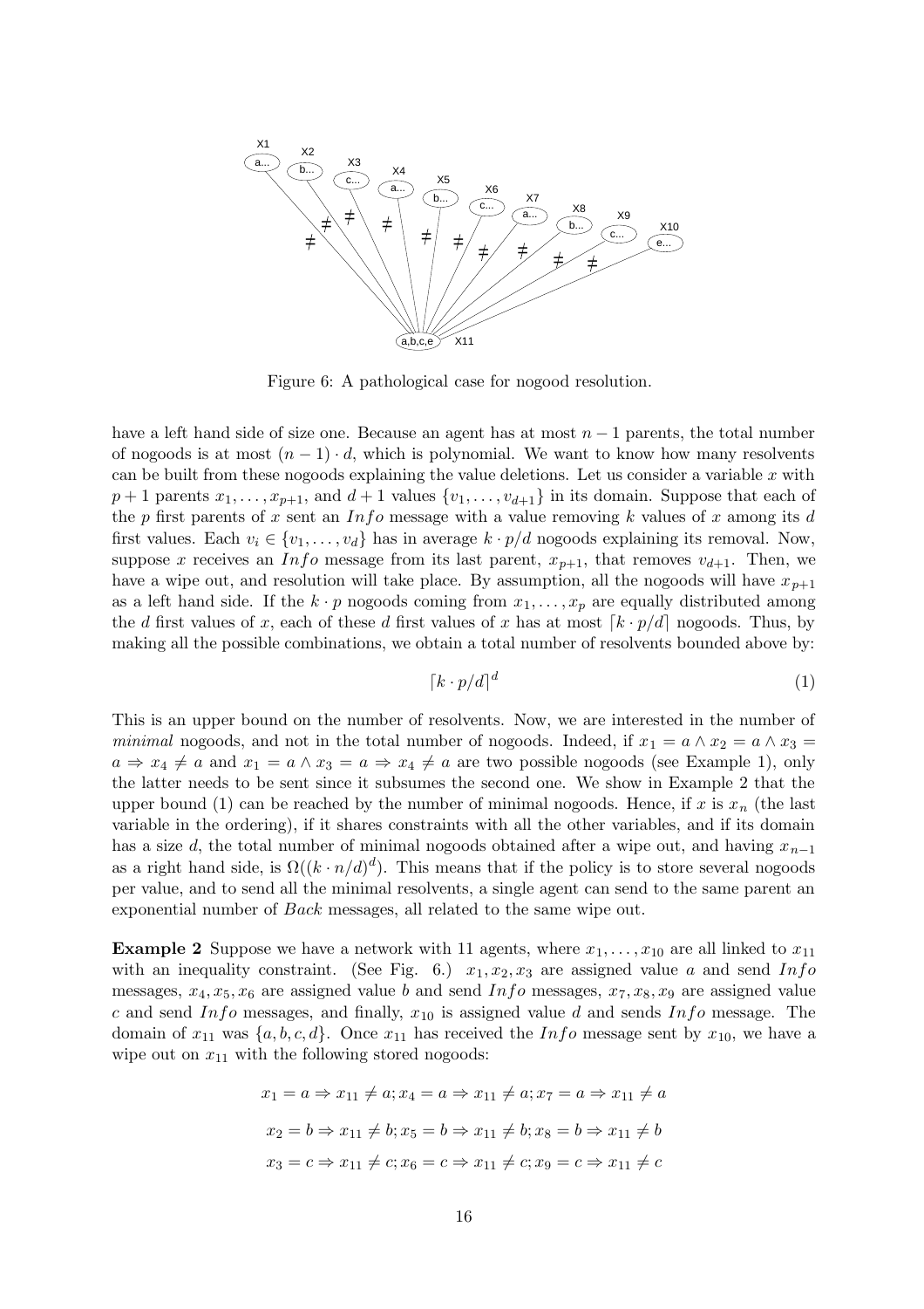Figure 6: A pathological case for nogood resolution.

have a left hand side of size one. Because an agent has at most $n-1$ parents, the total number of nogoods is at most $(n-1) \cdot d$, which is polynomial. We want to know how many resolvents can be built from these nogoods explaining the value deletions. Let us consider a variable $x$ with $p+1$ parents $x_1, \ldots, x_{p+1}$, and $d+1$ values $\{v_1, \ldots, v_{d+1}\}$ in its domain. Suppose that each of the $p$ first parents of $x$ sent an $Info$ message with a value removing $k$ values of $x$ among its $d$ first values. Each $v_i \in \{v_1, \ldots, v_d\}$ has in average $k \cdot p/d$ nogoods explaining its removal. Now, suppose $x$ receives an $Info$ message from its last parent, $x_{p+1}$, that removes $v_{d+1}$. Then, we have a wipe out, and resolution will take place. By assumption, all the nogoods will have $x_{p+1}$ as a left hand side. If the $k \cdot p$ nogoods coming from $x_1, \ldots, x_p$ are equally distributed among the $d$ first values of $x$, each of these $d$ first values of $x$ has at most $\lceil k \cdot p/d \rceil$ nogoods. Thus, by making all the possible combinations, we obtain a total number of resolvents bounded above by:

$$\lceil k \cdot p/d \rceil^d \tag{1}$$

This is an upper bound on the number of resolvents. Now, we are interested in the number of *minimal* nogoods, and not in the total number of nogoods. Indeed, if $x_1 = a \wedge x_2 = a \wedge x_3 = a \Rightarrow x_4 \neq a$ and $x_1 = a \wedge x_3 = a \Rightarrow x_4 \neq a$ are two possible nogoods (see Example 1), only the latter needs to be sent since it subsumes the second one. We show in Example 2 that the upper bound (1) can be reached by the number of minimal nogoods. Hence, if $x$ is $x_n$ (the last variable in the ordering), if it shares constraints with all the other variables, and if its domain has a size $d$, the total number of minimal nogoods obtained after a wipe out, and having $x_{n-1}$ as a right hand side, is $\Omega((k \cdot n/d)^d)$. This means that if the policy is to store several nogoods per value, and to send all the minimal resolvents, a single agent can send to the same parent an exponential number of $Back$ messages, all related to the same wipe out.

**Example 2** Suppose we have a network with 11 agents, where $x_1, \ldots, x_{10}$ are all linked to $x_{11}$ with an inequality constraint. (See Fig. 6.) $x_1, x_2, x_3$ are assigned value $a$ and send $Info$ messages, $x_4, x_5, x_6$ are assigned value $b$ and send $Info$ messages, $x_7, x_8, x_9$ are assigned value $c$ and send $Info$ messages, and finally, $x_{10}$ is assigned value $d$ and sends $Info$ message. The domain of $x_{11}$ was $\{a, b, c, d\}$. Once $x_{11}$ has received the $Info$ message sent by $x_{10}$, we have a wipe out on $x_{11}$ with the following stored nogoods:

$$x_1 = a \Rightarrow x_{11} \neq a; x_4 = a \Rightarrow x_{11} \neq a; x_7 = a \Rightarrow x_{11} \neq a$$

$$x_2 = b \Rightarrow x_{11} \neq b; x_5 = b \Rightarrow x_{11} \neq b; x_8 = b \Rightarrow x_{11} \neq b$$

$$x_3 = c \Rightarrow x_{11} \neq c; x_6 = c \Rightarrow x_{11} \neq c; x_9 = c \Rightarrow x_{11} \neq c$$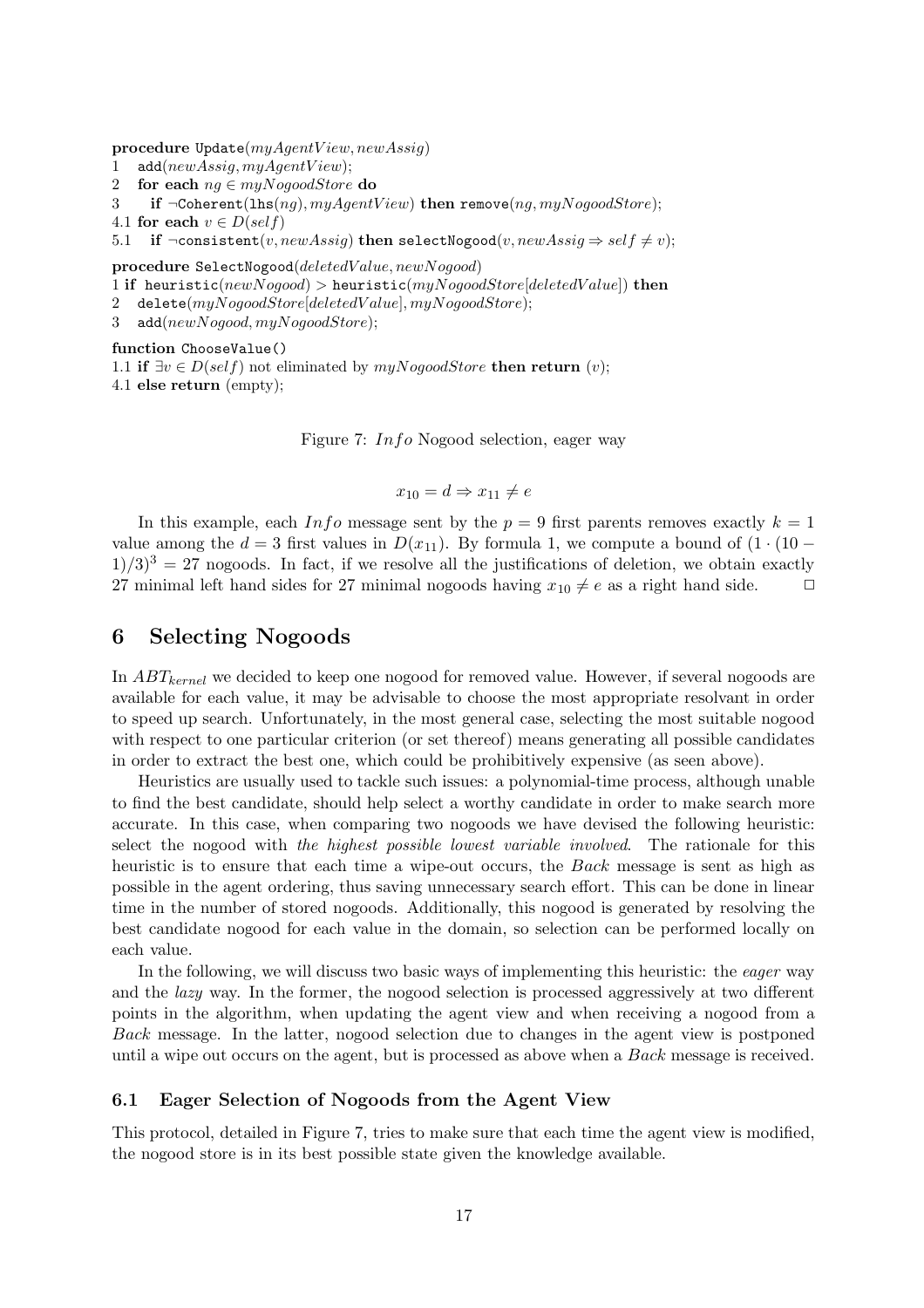```
procedure Update(myAgentView, newAssig)
1   add(newAssig, myAgentView);
2   for each ng ∈ myNogoodStore do
3     if ¬Coherent(lhs(ng), myAgentView) then remove(ng, myNogoodStore);
4.1 for each v ∈ D(self)
5.1   if ¬consistent(v, newAssig) then selectNogood(v, newAssig ⇒ self ≠ v);

procedure SelectNogood(deletedValue, newNogood)
1 if heuristic(newNogood) > heuristic(myNogoodStore[deletedValue]) then
2   delete(myNogoodStore[deletedValue], myNogoodStore);
3   add(newNogood, myNogoodStore);

function ChooseValue()
1.1 if ∃v ∈ D(self) not eliminated by myNogoodStore then return (v);
4.1 else return (empty);
```

Figure 7: *Info* Nogood selection, eager way

$$x_{10} = d \Rightarrow x_{11} \neq e$$

In this example, each *Info* message sent by the $p = 9$ first parents removes exactly $k = 1$ value among the $d = 3$ first values in $D(x_{11})$. By formula 1, we compute a bound of $(1 \cdot (10 - 1)/3)^3 = 27$ nogoods. In fact, if we resolve all the justifications of deletion, we obtain exactly 27 minimal left hand sides for 27 minimal nogoods having $x_{10} \neq e$ as a right hand side. $\square$

## 6 Selecting Nogoods

In $ABT_{kernel}$ we decided to keep one nogood for removed value. However, if several nogoods are available for each value, it may be advisable to choose the most appropriate resolvant in order to speed up search. Unfortunately, in the most general case, selecting the most suitable nogood with respect to one particular criterion (or set thereof) means generating all possible candidates in order to extract the best one, which could be prohibitively expensive (as seen above).

Heuristics are usually used to tackle such issues: a polynomial-time process, although unable to find the best candidate, should help select a worthy candidate in order to make search more accurate. In this case, when comparing two nogoods we have devised the following heuristic: select the nogood with *the highest possible lowest variable involved*. The rationale for this heuristic is to ensure that each time a wipe-out occurs, the *Back* message is sent as high as possible in the agent ordering, thus saving unnecessary search effort. This can be done in linear time in the number of stored nogoods. Additionally, this nogood is generated by resolving the best candidate nogood for each value in the domain, so selection can be performed locally on each value.

In the following, we will discuss two basic ways of implementing this heuristic: the *eager* way and the *lazy* way. In the former, the nogood selection is processed aggressively at two different points in the algorithm, when updating the agent view and when receiving a nogood from a *Back* message. In the latter, nogood selection due to changes in the agent view is postponed until a wipe out occurs on the agent, but is processed as above when a *Back* message is received.

### 6.1 Eager Selection of Nogoods from the Agent View

This protocol, detailed in Figure 7, tries to make sure that each time the agent view is modified, the nogood store is in its best possible state given the knowledge available.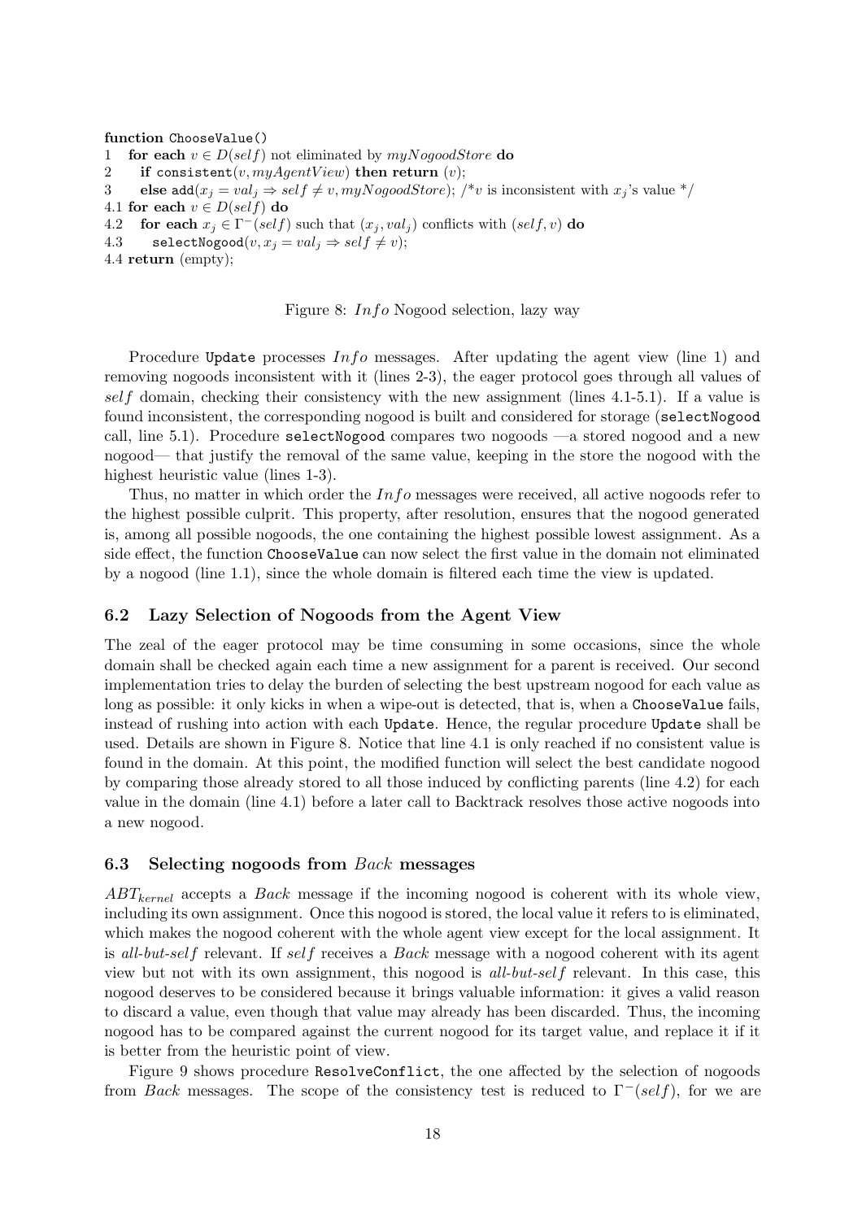```
function ChooseValue()
1   for each v ∈ D(self) not eliminated by myNogoodStore do
2     if consistent(v, myAgentView) then return (v);
3     else add(x_j = val_j ⇒ self ≠ v, myNogoodStore); /*v is inconsistent with x_j's value */
4.1 for each v ∈ D(self) do
4.2   for each x_j ∈ Γ⁻(self) such that (x_j, val_j) conflicts with (self, v) do
4.3     selectNogood(v, x_j = val_j ⇒ self ≠ v);
4.4 return (empty);
```

Figure 8: $Info$ Nogood selection, lazy way

Procedure `Update` processes $Info$ messages. After updating the agent view (line 1) and removing nogoods inconsistent with it (lines 2-3), the eager protocol goes through all values of $self$ domain, checking their consistency with the new assignment (lines 4.1-5.1). If a value is found inconsistent, the corresponding nogood is built and considered for storage (`selectNogood` call, line 5.1). Procedure `selectNogood` compares two nogoods —a stored nogood and a new nogood— that justify the removal of the same value, keeping in the store the nogood with the highest heuristic value (lines 1-3).

Thus, no matter in which order the $Info$ messages were received, all active nogoods refer to the highest possible culprit. This property, after resolution, ensures that the nogood generated is, among all possible nogoods, the one containing the highest possible lowest assignment. As a side effect, the function `ChooseValue` can now select the first value in the domain not eliminated by a nogood (line 1.1), since the whole domain is filtered each time the view is updated.

### 6.2 Lazy Selection of Nogoods from the Agent View

The zeal of the eager protocol may be time consuming in some occasions, since the whole domain shall be checked again each time a new assignment for a parent is received. Our second implementation tries to delay the burden of selecting the best upstream nogood for each value as long as possible: it only kicks in when a wipe-out is detected, that is, when a `ChooseValue` fails, instead of rushing into action with each `Update`. Hence, the regular procedure `Update` shall be used. Details are shown in Figure 8. Notice that line 4.1 is only reached if no consistent value is found in the domain. At this point, the modified function will select the best candidate nogood by comparing those already stored to all those induced by conflicting parents (line 4.2) for each value in the domain (line 4.1) before a later call to Backtrack resolves those active nogoods into a new nogood.

### 6.3 Selecting nogoods from $Back$ messages

$ABT_{kernel}$ accepts a $Back$ message if the incoming nogood is coherent with its whole view, including its own assignment. Once this nogood is stored, the local value it refers to is eliminated, which makes the nogood coherent with the whole agent view except for the local assignment. It is *all-but-self* relevant. If $self$ receives a $Back$ message with a nogood coherent with its agent view but not with its own assignment, this nogood is *all-but-self* relevant. In this case, this nogood deserves to be considered because it brings valuable information: it gives a valid reason to discard a value, even though that value may already has been discarded. Thus, the incoming nogood has to be compared against the current nogood for its target value, and replace it if it is better from the heuristic point of view.

Figure 9 shows procedure `ResolveConflict`, the one affected by the selection of nogoods from $Back$ messages. The scope of the consistency test is reduced to $\Gamma^-(self)$, for we are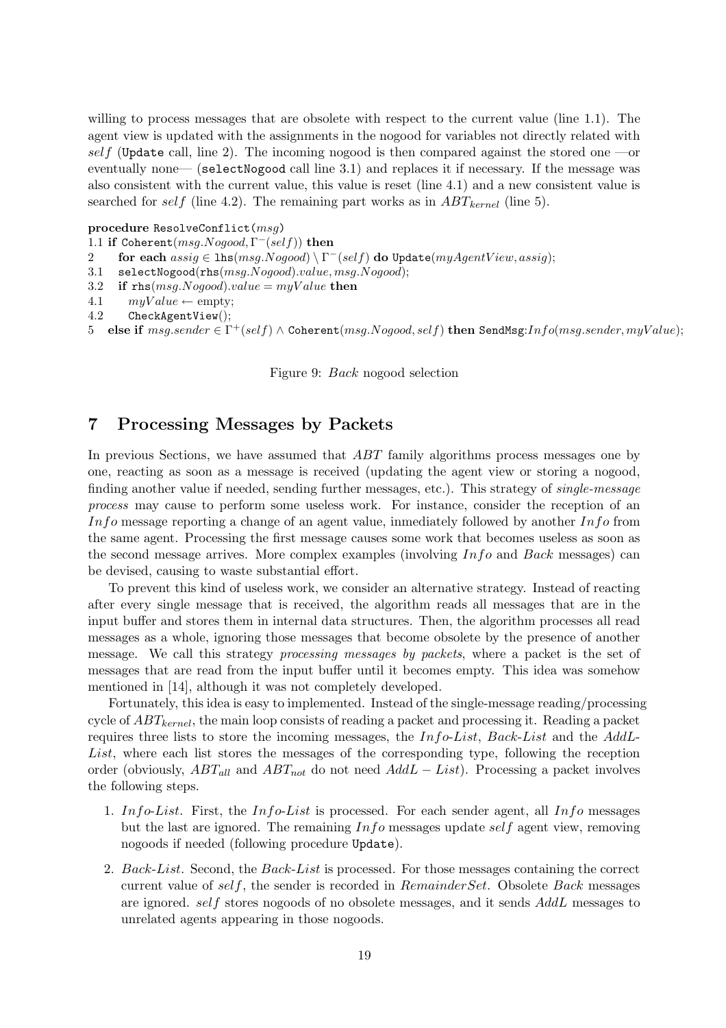willing to process messages that are obsolete with respect to the current value (line 1.1). The agent view is updated with the assignments in the nogood for variables not directly related with $self$ (`Update` call, line 2). The incoming nogood is then compared against the stored one —or eventually none— (`selectNogood` call line 3.1) and replaces it if necessary. If the message was also consistent with the current value, this value is reset (line 4.1) and a new consistent value is searched for $self$ (line 4.2). The remaining part works as in $ABT_{kernel}$ (line 5).

**procedure** `ResolveConflict`($msg$)
1.1 **if** `Coherent`($msg.Nogood, \Gamma^{-}(self)$) **then**
2 **for each** $assig \in$ `lhs`($msg.Nogood$) $\setminus \Gamma^{-}(self)$ **do** `Update`($myAgentView, assig$);
3.1 `selectNogood`(`rhs`($msg.Nogood$)$.value, msg.Nogood$);
3.2 **if** `rhs`($msg.Nogood$)$.value = myValue$ **then**
4.1 $myValue \leftarrow$ empty;
4.2 `CheckAgentView`();
5 **else if** $msg.sender \in \Gamma^{+}(self) \wedge$ `Coherent`($msg.Nogood, self$) **then** `SendMsg`:$Info(msg.sender, myValue)$;

Figure 9: *Back* nogood selection

## 7 Processing Messages by Packets

In previous Sections, we have assumed that $ABT$ family algorithms process messages one by one, reacting as soon as a message is received (updating the agent view or storing a nogood, finding another value if needed, sending further messages, etc.). This strategy of *single-message process* may cause to perform some useless work. For instance, consider the reception of an $Info$ message reporting a change of an agent value, inmediately followed by another $Info$ from the same agent. Processing the first message causes some work that becomes useless as soon as the second message arrives. More complex examples (involving $Info$ and $Back$ messages) can be devised, causing to waste substantial effort.

To prevent this kind of useless work, we consider an alternative strategy. Instead of reacting after every single message that is received, the algorithm reads all messages that are in the input buffer and stores them in internal data structures. Then, the algorithm processes all read messages as a whole, ignoring those messages that become obsolete by the presence of another message. We call this strategy *processing messages by packets*, where a packet is the set of messages that are read from the input buffer until it becomes empty. This idea was somehow mentioned in [14], although it was not completely developed.

Fortunately, this idea is easy to implemented. Instead of the single-message reading/processing cycle of $ABT_{kernel}$, the main loop consists of reading a packet and processing it. Reading a packet requires three lists to store the incoming messages, the $Info$-$List$, $Back$-$List$ and the $AddL$-$List$, where each list stores the messages of the corresponding type, following the reception order (obviously, $ABT_{all}$ and $ABT_{not}$ do not need $AddL-List$). Processing a packet involves the following steps.

1. $Info$-$List$. First, the $Info$-$List$ is processed. For each sender agent, all $Info$ messages but the last are ignored. The remaining $Info$ messages update $self$ agent view, removing nogoods if needed (following procedure `Update`).
2. $Back$-$List$. Second, the $Back$-$List$ is processed. For those messages containing the correct current value of $self$, the sender is recorded in $RemainderSet$. Obsolete $Back$ messages are ignored. $self$ stores nogoods of no obsolete messages, and it sends $AddL$ messages to unrelated agents appearing in those nogoods.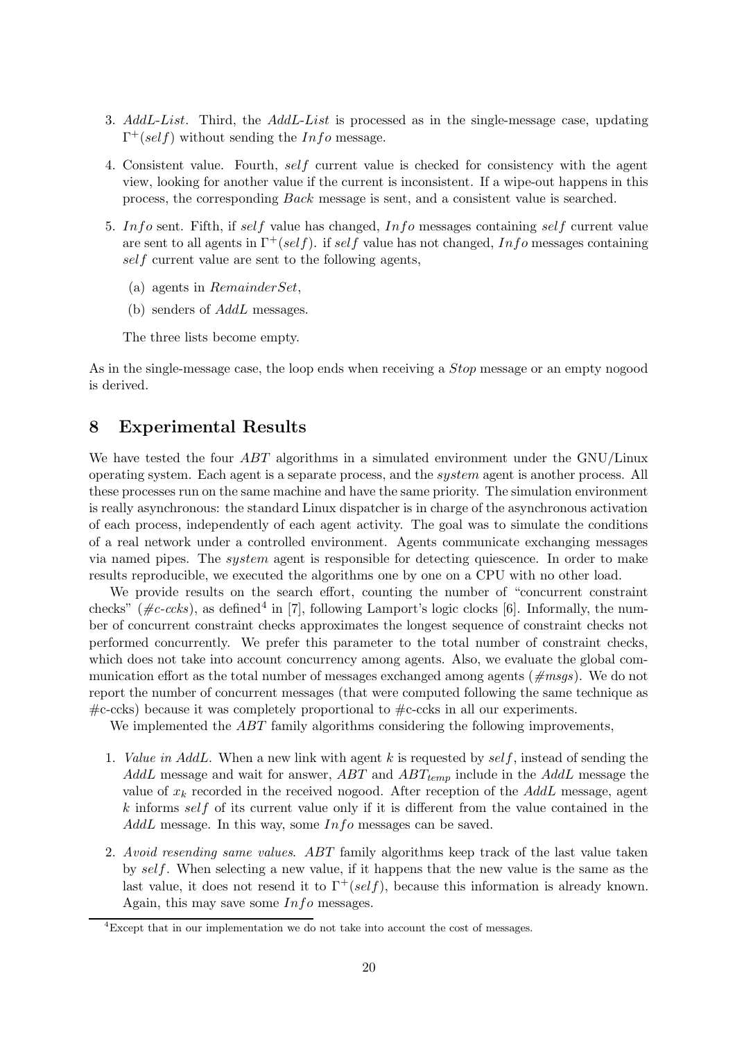3. *AddL-List*. Third, the *AddL-List* is processed as in the single-message case, updating $\Gamma^+(self)$ without sending the $Info$ message.

4. Consistent value. Fourth, $self$ current value is checked for consistency with the agent view, looking for another value if the current is inconsistent. If a wipe-out happens in this process, the corresponding *Back* message is sent, and a consistent value is searched.

5. $Info$ sent. Fifth, if $self$ value has changed, $Info$ messages containing $self$ current value are sent to all agents in $\Gamma^+(self)$. if $self$ value has not changed, $Info$ messages containing $self$ current value are sent to the following agents,

   (a) agents in $RemainderSet$,

   (b) senders of $AddL$ messages.

   The three lists become empty.

As in the single-message case, the loop ends when receiving a *Stop* message or an empty nogood is derived.

## 8 Experimental Results

We have tested the four *ABT* algorithms in a simulated environment under the GNU/Linux operating system. Each agent is a separate process, and the *system* agent is another process. All these processes run on the same machine and have the same priority. The simulation environment is really asynchronous: the standard Linux dispatcher is in charge of the asynchronous activation of each process, independently of each agent activity. The goal was to simulate the conditions of a real network under a controlled environment. Agents communicate exchanging messages via named pipes. The *system* agent is responsible for detecting quiescence. In order to make results reproducible, we executed the algorithms one by one on a CPU with no other load.

We provide results on the search effort, counting the number of "concurrent constraint checks" (*#c-ccks*), as defined[4] in [7], following Lamport's logic clocks [6]. Informally, the number of concurrent constraint checks approximates the longest sequence of constraint checks not performed concurrently. We prefer this parameter to the total number of constraint checks, which does not take into account concurrency among agents. Also, we evaluate the global communication effort as the total number of messages exchanged among agents (*#msgs*). We do not report the number of concurrent messages (that were computed following the same technique as #c-ccks) because it was completely proportional to #c-ccks in all our experiments.

We implemented the *ABT* family algorithms considering the following improvements,

1. *Value in AddL*. When a new link with agent $k$ is requested by $self$, instead of sending the *AddL* message and wait for answer, *ABT* and $ABT_{temp}$ include in the *AddL* message the value of $x_k$ recorded in the received nogood. After reception of the *AddL* message, agent $k$ informs $self$ of its current value only if it is different from the value contained in the *AddL* message. In this way, some $Info$ messages can be saved.

2. *Avoid resending same values*. *ABT* family algorithms keep track of the last value taken by $self$. When selecting a new value, if it happens that the new value is the same as the last value, it does not resend it to $\Gamma^+(self)$, because this information is already known. Again, this may save some $Info$ messages.

[4] Except that in our implementation we do not take into account the cost of messages.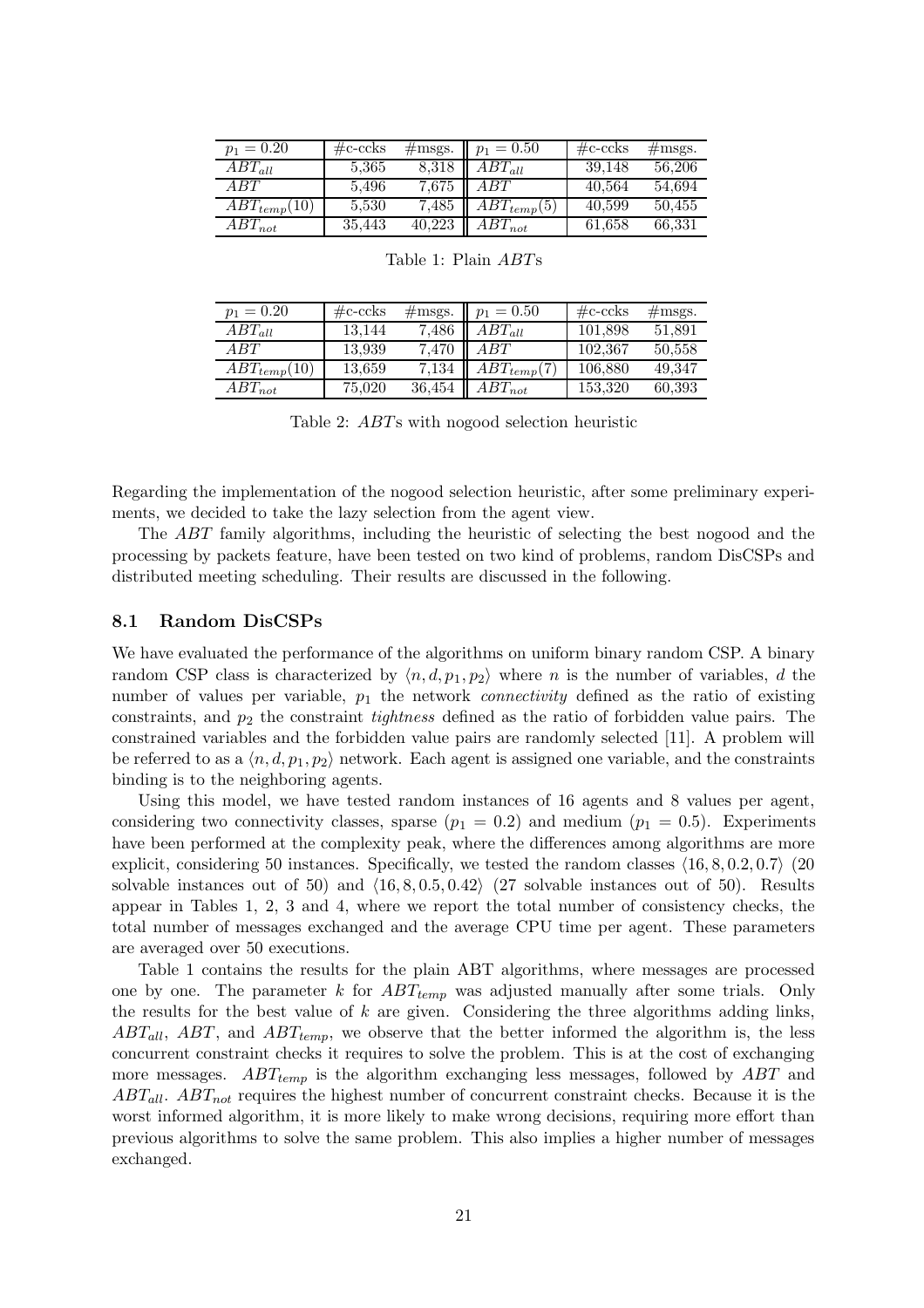| $p_1 = 0.20$ | #c-ccks | #msgs. | $p_1 = 0.50$ | #c-ccks | #msgs. |
|---|---|---|---|---|---|
| $ABT_{all}$ | 5,365 | 8,318 | $ABT_{all}$ | 39,148 | 56,206 |
| $ABT$ | 5,496 | 7,675 | $ABT$ | 40,564 | 54,694 |
| $ABT_{temp}(10)$ | 5,530 | 7,485 | $ABT_{temp}(5)$ | 40,599 | 50,455 |
| $ABT_{not}$ | 35,443 | 40,223 | $ABT_{not}$ | 61,658 | 66,331 |

Table 1: Plain $ABT$s

| $p_1 = 0.20$ | #c-ccks | #msgs. | $p_1 = 0.50$ | #c-ccks | #msgs. |
|---|---|---|---|---|---|
| $ABT_{all}$ | 13,144 | 7,486 | $ABT_{all}$ | 101,898 | 51,891 |
| $ABT$ | 13,939 | 7,470 | $ABT$ | 102,367 | 50,558 |
| $ABT_{temp}(10)$ | 13,659 | 7,134 | $ABT_{temp}(7)$ | 106,880 | 49,347 |
| $ABT_{not}$ | 75,020 | 36,454 | $ABT_{not}$ | 153,320 | 60,393 |

Table 2: $ABT$s with nogood selection heuristic

Regarding the implementation of the nogood selection heuristic, after some preliminary experiments, we decided to take the lazy selection from the agent view.

The $ABT$ family algorithms, including the heuristic of selecting the best nogood and the processing by packets feature, have been tested on two kind of problems, random DisCSPs and distributed meeting scheduling. Their results are discussed in the following.

### 8.1 Random DisCSPs

We have evaluated the performance of the algorithms on uniform binary random CSP. A binary random CSP class is characterized by $\langle n, d, p_1, p_2 \rangle$ where $n$ is the number of variables, $d$ the number of values per variable, $p_1$ the network *connectivity* defined as the ratio of existing constraints, and $p_2$ the constraint *tightness* defined as the ratio of forbidden value pairs. The constrained variables and the forbidden value pairs are randomly selected [11]. A problem will be referred to as a $\langle n, d, p_1, p_2 \rangle$ network. Each agent is assigned one variable, and the constraints binding is to the neighboring agents.

Using this model, we have tested random instances of 16 agents and 8 values per agent, considering two connectivity classes, sparse ($p_1 = 0.2$) and medium ($p_1 = 0.5$). Experiments have been performed at the complexity peak, where the differences among algorithms are more explicit, considering 50 instances. Specifically, we tested the random classes $\langle 16, 8, 0.2, 0.7 \rangle$ (20 solvable instances out of 50) and $\langle 16, 8, 0.5, 0.42 \rangle$ (27 solvable instances out of 50). Results appear in Tables 1, 2, 3 and 4, where we report the total number of consistency checks, the total number of messages exchanged and the average CPU time per agent. These parameters are averaged over 50 executions.

Table 1 contains the results for the plain ABT algorithms, where messages are processed one by one. The parameter $k$ for $ABT_{temp}$ was adjusted manually after some trials. Only the results for the best value of $k$ are given. Considering the three algorithms adding links, $ABT_{all}$, $ABT$, and $ABT_{temp}$, we observe that the better informed the algorithm is, the less concurrent constraint checks it requires to solve the problem. This is at the cost of exchanging more messages. $ABT_{temp}$ is the algorithm exchanging less messages, followed by $ABT$ and $ABT_{all}$. $ABT_{not}$ requires the highest number of concurrent constraint checks. Because it is the worst informed algorithm, it is more likely to make wrong decisions, requiring more effort than previous algorithms to solve the same problem. This also implies a higher number of messages exchanged.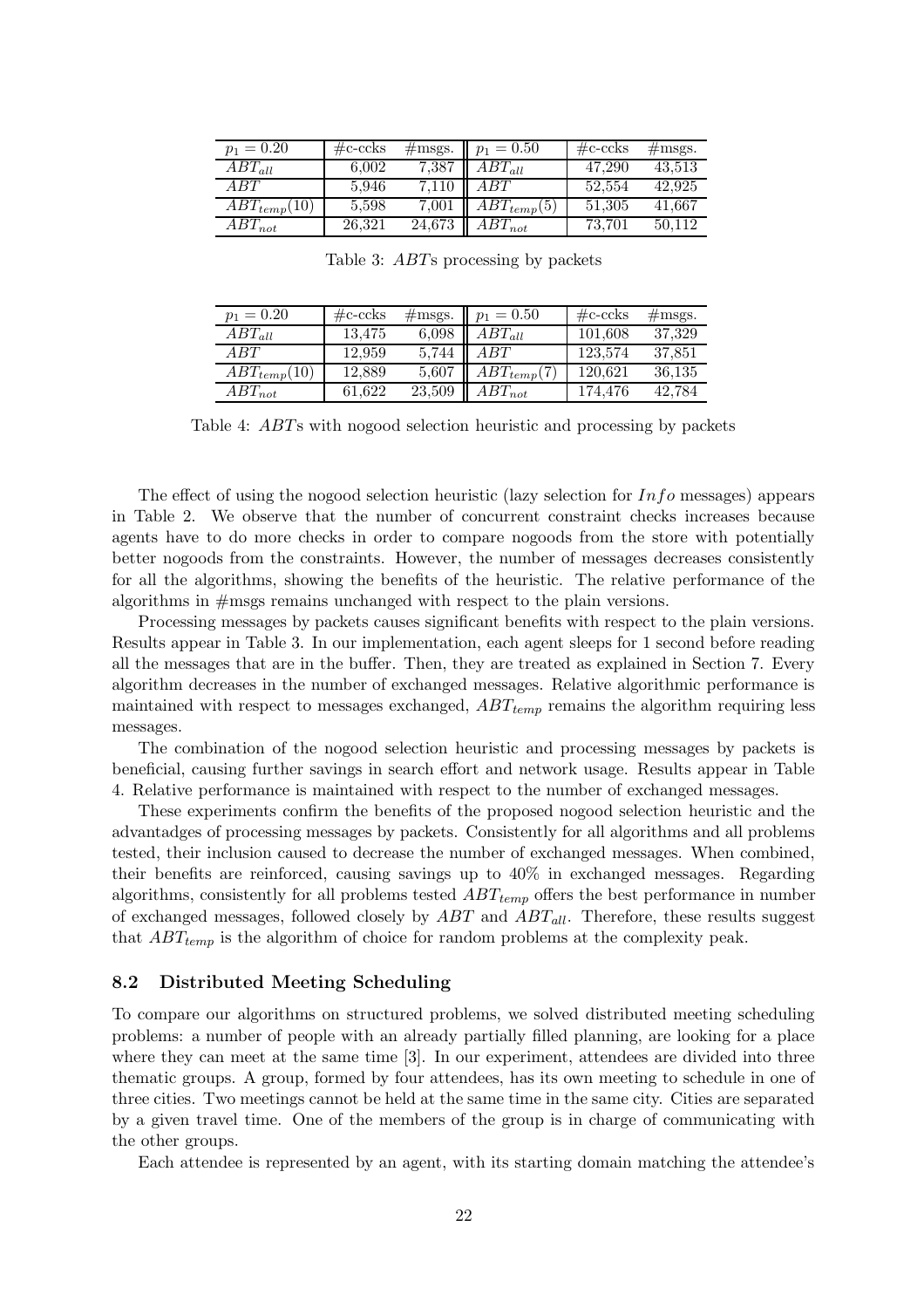| $p_1 = 0.20$ | #c-ccks | #msgs. | $p_1 = 0.50$ | #c-ccks | #msgs. |
|---|---|---|---|---|---|
| $ABT_{all}$ | 6,002 | 7,387 | $ABT_{all}$ | 47,290 | 43,513 |
| $ABT$ | 5,946 | 7,110 | $ABT$ | 52,554 | 42,925 |
| $ABT_{temp}(10)$ | 5,598 | 7,001 | $ABT_{temp}(5)$ | 51,305 | 41,667 |
| $ABT_{not}$ | 26,321 | 24,673 | $ABT_{not}$ | 73,701 | 50,112 |

Table 3: *ABT*s processing by packets

| $p_1 = 0.20$ | #c-ccks | #msgs. | $p_1 = 0.50$ | #c-ccks | #msgs. |
|---|---|---|---|---|---|
| $ABT_{all}$ | 13,475 | 6,098 | $ABT_{all}$ | 101,608 | 37,329 |
| $ABT$ | 12,959 | 5,744 | $ABT$ | 123,574 | 37,851 |
| $ABT_{temp}(10)$ | 12,889 | 5,607 | $ABT_{temp}(7)$ | 120,621 | 36,135 |
| $ABT_{not}$ | 61,622 | 23,509 | $ABT_{not}$ | 174,476 | 42,784 |

Table 4: *ABT*s with nogood selection heuristic and processing by packets

The effect of using the nogood selection heuristic (lazy selection for $Info$ messages) appears in Table 2. We observe that the number of concurrent constraint checks increases because agents have to do more checks in order to compare nogoods from the store with potentially better nogoods from the constraints. However, the number of messages decreases consistently for all the algorithms, showing the benefits of the heuristic. The relative performance of the algorithms in #msgs remains unchanged with respect to the plain versions.

Processing messages by packets causes significant benefits with respect to the plain versions. Results appear in Table 3. In our implementation, each agent sleeps for 1 second before reading all the messages that are in the buffer. Then, they are treated as explained in Section 7. Every algorithm decreases in the number of exchanged messages. Relative algorithmic performance is maintained with respect to messages exchanged, $ABT_{temp}$ remains the algorithm requiring less messages.

The combination of the nogood selection heuristic and processing messages by packets is beneficial, causing further savings in search effort and network usage. Results appear in Table 4. Relative performance is maintained with respect to the number of exchanged messages.

These experiments confirm the benefits of the proposed nogood selection heuristic and the advantadges of processing messages by packets. Consistently for all algorithms and all problems tested, their inclusion caused to decrease the number of exchanged messages. When combined, their benefits are reinforced, causing savings up to 40% in exchanged messages. Regarding algorithms, consistently for all problems tested $ABT_{temp}$ offers the best performance in number of exchanged messages, followed closely by $ABT$ and $ABT_{all}$. Therefore, these results suggest that $ABT_{temp}$ is the algorithm of choice for random problems at the complexity peak.

### 8.2 Distributed Meeting Scheduling

To compare our algorithms on structured problems, we solved distributed meeting scheduling problems: a number of people with an already partially filled planning, are looking for a place where they can meet at the same time [3]. In our experiment, attendees are divided into three thematic groups. A group, formed by four attendees, has its own meeting to schedule in one of three cities. Two meetings cannot be held at the same time in the same city. Cities are separated by a given travel time. One of the members of the group is in charge of communicating with the other groups.

Each attendee is represented by an agent, with its starting domain matching the attendee's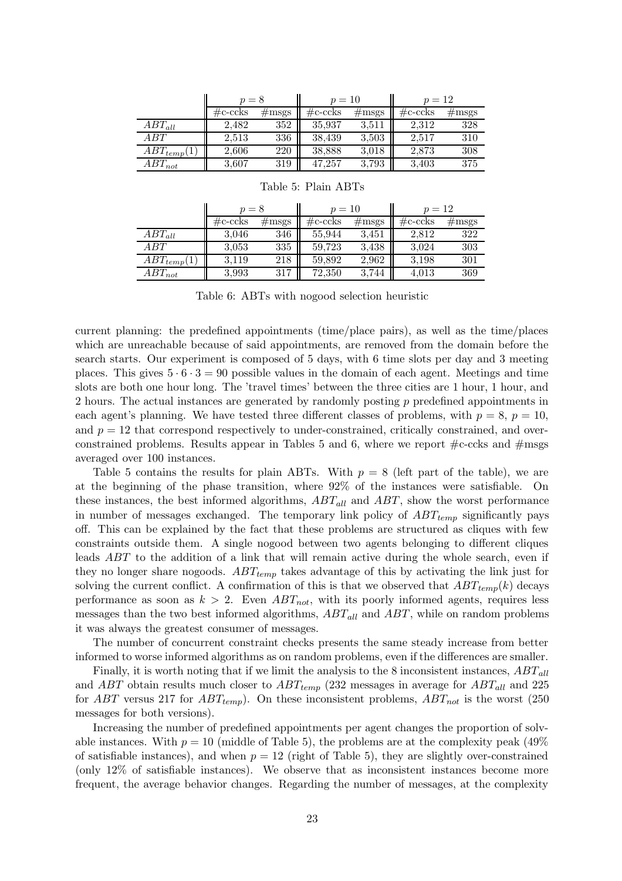| | $p = 8$ | | $p = 10$ | | $p = 12$ | |
|---|---|---|---|---|---|---|
| | #c-ccks | #msgs | #c-ccks | #msgs | #c-ccks | #msgs |
| $ABT_{all}$ | 2,482 | 352 | 35,937 | 3,511 | 2,312 | 328 |
| $ABT$ | 2,513 | 336 | 38,439 | 3,503 | 2,517 | 310 |
| $ABT_{temp}(1)$ | 2,606 | 220 | 38,888 | 3,018 | 2,873 | 308 |
| $ABT_{not}$ | 3,607 | 319 | 47,257 | 3,793 | 3,403 | 375 |

Table 5: Plain ABTs

| | $p = 8$ | | $p = 10$ | | $p = 12$ | |
|---|---|---|---|---|---|---|
| | #c-ccks | #msgs | #c-ccks | #msgs | #c-ccks | #msgs |
| $ABT_{all}$ | 3,046 | 346 | 55,944 | 3,451 | 2,812 | 322 |
| $ABT$ | 3,053 | 335 | 59,723 | 3,438 | 3,024 | 303 |
| $ABT_{temp}(1)$ | 3,119 | 218 | 59,892 | 2,962 | 3,198 | 301 |
| $ABT_{not}$ | 3,993 | 317 | 72,350 | 3,744 | 4,013 | 369 |

Table 6: ABTs with nogood selection heuristic

current planning: the predefined appointments (time/place pairs), as well as the time/places which are unreachable because of said appointments, are removed from the domain before the search starts. Our experiment is composed of 5 days, with 6 time slots per day and 3 meeting places. This gives $5 \cdot 6 \cdot 3 = 90$ possible values in the domain of each agent. Meetings and time slots are both one hour long. The 'travel times' between the three cities are 1 hour, 1 hour, and 2 hours. The actual instances are generated by randomly posting $p$ predefined appointments in each agent's planning. We have tested three different classes of problems, with $p = 8$, $p = 10$, and $p = 12$ that correspond respectively to under-constrained, critically constrained, and over-constrained problems. Results appear in Tables 5 and 6, where we report #c-ccks and #msgs averaged over 100 instances.

Table 5 contains the results for plain ABTs. With $p = 8$ (left part of the table), we are at the beginning of the phase transition, where 92% of the instances were satisfiable. On these instances, the best informed algorithms, $ABT_{all}$ and $ABT$, show the worst performance in number of messages exchanged. The temporary link policy of $ABT_{temp}$ significantly pays off. This can be explained by the fact that these problems are structured as cliques with few constraints outside them. A single nogood between two agents belonging to different cliques leads $ABT$ to the addition of a link that will remain active during the whole search, even if they no longer share nogoods. $ABT_{temp}$ takes advantage of this by activating the link just for solving the current conflict. A confirmation of this is that we observed that $ABT_{temp}(k)$ decays performance as soon as $k > 2$. Even $ABT_{not}$, with its poorly informed agents, requires less messages than the two best informed algorithms, $ABT_{all}$ and $ABT$, while on random problems it was always the greatest consumer of messages.

The number of concurrent constraint checks presents the same steady increase from better informed to worse informed algorithms as on random problems, even if the differences are smaller.

Finally, it is worth noting that if we limit the analysis to the 8 inconsistent instances, $ABT_{all}$ and $ABT$ obtain results much closer to $ABT_{temp}$ (232 messages in average for $ABT_{all}$ and 225 for $ABT$ versus 217 for $ABT_{temp}$). On these inconsistent problems, $ABT_{not}$ is the worst (250 messages for both versions).

Increasing the number of predefined appointments per agent changes the proportion of solvable instances. With $p = 10$ (middle of Table 5), the problems are at the complexity peak (49% of satisfiable instances), and when $p = 12$ (right of Table 5), they are slightly over-constrained (only 12% of satisfiable instances). We observe that as inconsistent instances become more frequent, the average behavior changes. Regarding the number of messages, at the complexity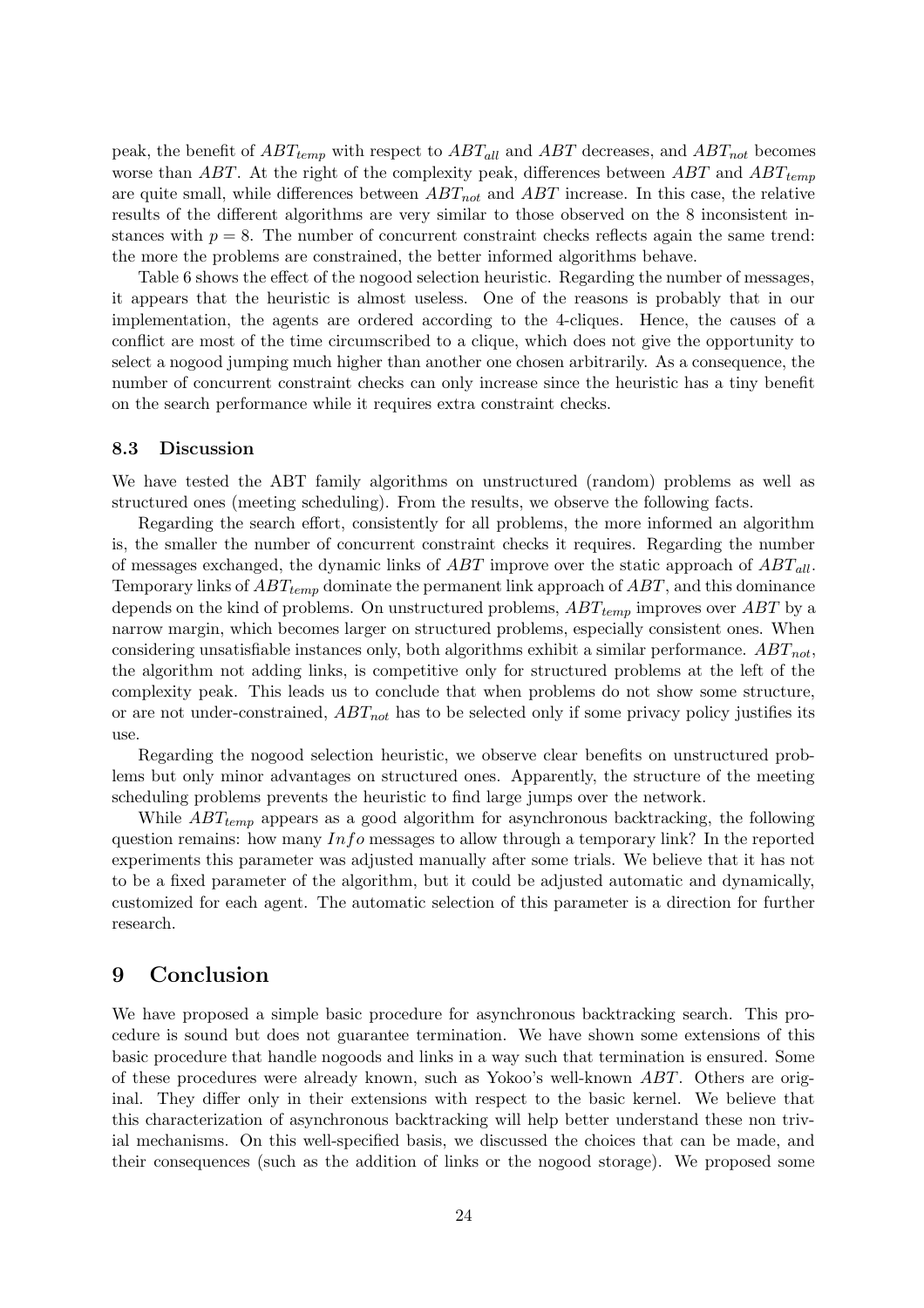peak, the benefit of $ABT_{temp}$ with respect to $ABT_{all}$ and $ABT$ decreases, and $ABT_{not}$ becomes worse than $ABT$. At the right of the complexity peak, differences between $ABT$ and $ABT_{temp}$ are quite small, while differences between $ABT_{not}$ and $ABT$ increase. In this case, the relative results of the different algorithms are very similar to those observed on the 8 inconsistent instances with $p = 8$. The number of concurrent constraint checks reflects again the same trend: the more the problems are constrained, the better informed algorithms behave.

Table 6 shows the effect of the nogood selection heuristic. Regarding the number of messages, it appears that the heuristic is almost useless. One of the reasons is probably that in our implementation, the agents are ordered according to the 4-cliques. Hence, the causes of a conflict are most of the time circumscribed to a clique, which does not give the opportunity to select a nogood jumping much higher than another one chosen arbitrarily. As a consequence, the number of concurrent constraint checks can only increase since the heuristic has a tiny benefit on the search performance while it requires extra constraint checks.

### 8.3 Discussion

We have tested the ABT family algorithms on unstructured (random) problems as well as structured ones (meeting scheduling). From the results, we observe the following facts.

Regarding the search effort, consistently for all problems, the more informed an algorithm is, the smaller the number of concurrent constraint checks it requires. Regarding the number of messages exchanged, the dynamic links of $ABT$ improve over the static approach of $ABT_{all}$. Temporary links of $ABT_{temp}$ dominate the permanent link approach of $ABT$, and this dominance depends on the kind of problems. On unstructured problems, $ABT_{temp}$ improves over $ABT$ by a narrow margin, which becomes larger on structured problems, especially consistent ones. When considering unsatisfiable instances only, both algorithms exhibit a similar performance. $ABT_{not}$, the algorithm not adding links, is competitive only for structured problems at the left of the complexity peak. This leads us to conclude that when problems do not show some structure, or are not under-constrained, $ABT_{not}$ has to be selected only if some privacy policy justifies its use.

Regarding the nogood selection heuristic, we observe clear benefits on unstructured problems but only minor advantages on structured ones. Apparently, the structure of the meeting scheduling problems prevents the heuristic to find large jumps over the network.

While $ABT_{temp}$ appears as a good algorithm for asynchronous backtracking, the following question remains: how many $Info$ messages to allow through a temporary link? In the reported experiments this parameter was adjusted manually after some trials. We believe that it has not to be a fixed parameter of the algorithm, but it could be adjusted automatic and dynamically, customized for each agent. The automatic selection of this parameter is a direction for further research.

## 9 Conclusion

We have proposed a simple basic procedure for asynchronous backtracking search. This procedure is sound but does not guarantee termination. We have shown some extensions of this basic procedure that handle nogoods and links in a way such that termination is ensured. Some of these procedures were already known, such as Yokoo's well-known $ABT$. Others are original. They differ only in their extensions with respect to the basic kernel. We believe that this characterization of asynchronous backtracking will help better understand these non trivial mechanisms. On this well-specified basis, we discussed the choices that can be made, and their consequences (such as the addition of links or the nogood storage). We proposed some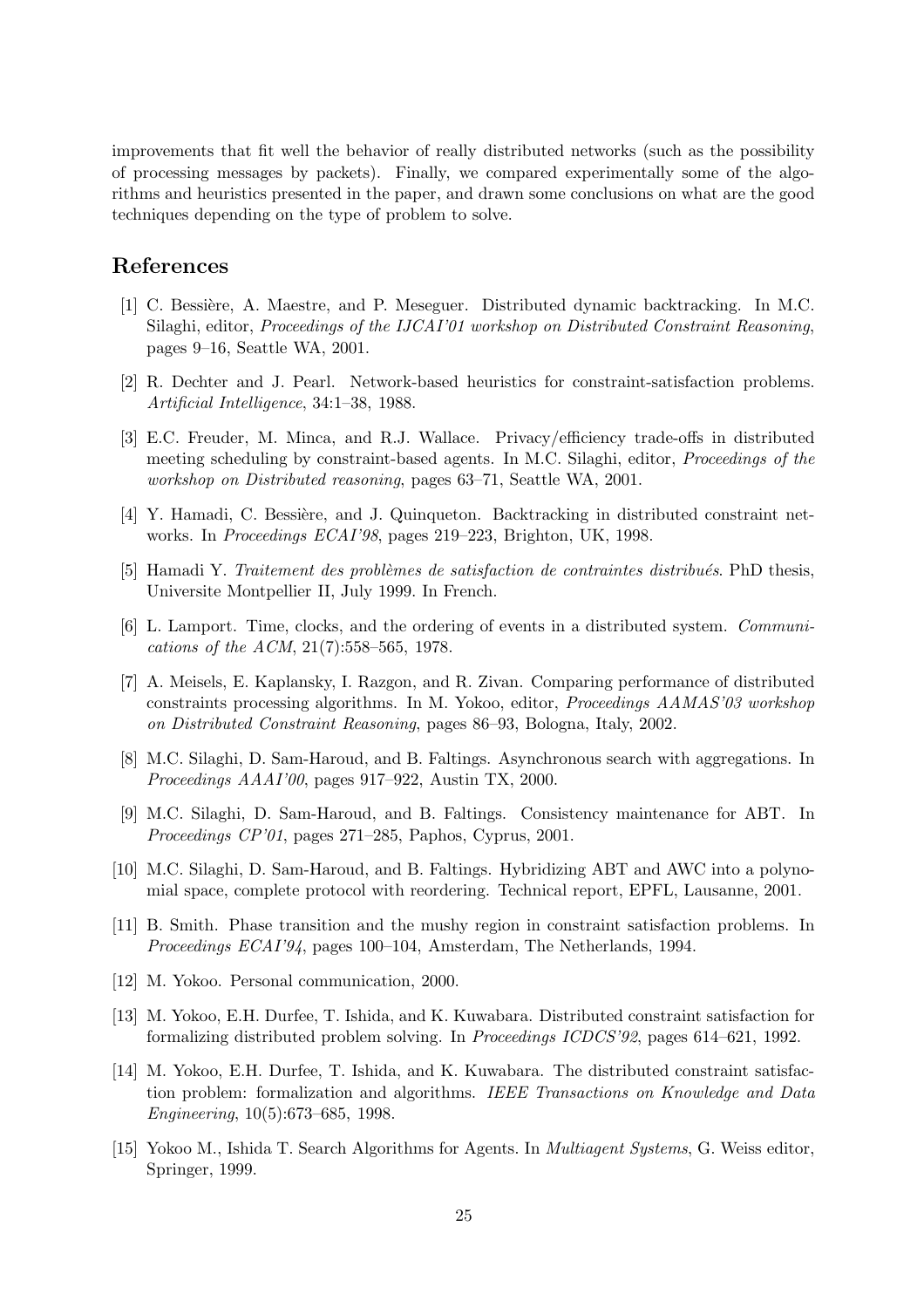improvements that fit well the behavior of really distributed networks (such as the possibility of processing messages by packets). Finally, we compared experimentally some of the algorithms and heuristics presented in the paper, and drawn some conclusions on what are the good techniques depending on the type of problem to solve.

## References

[1] C. Bessière, A. Maestre, and P. Meseguer. Distributed dynamic backtracking. In M.C. Silaghi, editor, *Proceedings of the IJCAI'01 workshop on Distributed Constraint Reasoning*, pages 9–16, Seattle WA, 2001.

[2] R. Dechter and J. Pearl. Network-based heuristics for constraint-satisfaction problems. *Artificial Intelligence*, 34:1–38, 1988.

[3] E.C. Freuder, M. Minca, and R.J. Wallace. Privacy/efficiency trade-offs in distributed meeting scheduling by constraint-based agents. In M.C. Silaghi, editor, *Proceedings of the workshop on Distributed reasoning*, pages 63–71, Seattle WA, 2001.

[4] Y. Hamadi, C. Bessière, and J. Quinqueton. Backtracking in distributed constraint networks. In *Proceedings ECAI'98*, pages 219–223, Brighton, UK, 1998.

[5] Hamadi Y. *Traitement des problèmes de satisfaction de contraintes distribués*. PhD thesis, Universite Montpellier II, July 1999. In French.

[6] L. Lamport. Time, clocks, and the ordering of events in a distributed system. *Communications of the ACM*, 21(7):558–565, 1978.

[7] A. Meisels, E. Kaplansky, I. Razgon, and R. Zivan. Comparing performance of distributed constraints processing algorithms. In M. Yokoo, editor, *Proceedings AAMAS'03 workshop on Distributed Constraint Reasoning*, pages 86–93, Bologna, Italy, 2002.

[8] M.C. Silaghi, D. Sam-Haroud, and B. Faltings. Asynchronous search with aggregations. In *Proceedings AAAI'00*, pages 917–922, Austin TX, 2000.

[9] M.C. Silaghi, D. Sam-Haroud, and B. Faltings. Consistency maintenance for ABT. In *Proceedings CP'01*, pages 271–285, Paphos, Cyprus, 2001.

[10] M.C. Silaghi, D. Sam-Haroud, and B. Faltings. Hybridizing ABT and AWC into a polynomial space, complete protocol with reordering. Technical report, EPFL, Lausanne, 2001.

[11] B. Smith. Phase transition and the mushy region in constraint satisfaction problems. In *Proceedings ECAI'94*, pages 100–104, Amsterdam, The Netherlands, 1994.

[12] M. Yokoo. Personal communication, 2000.

[13] M. Yokoo, E.H. Durfee, T. Ishida, and K. Kuwabara. Distributed constraint satisfaction for formalizing distributed problem solving. In *Proceedings ICDCS'92*, pages 614–621, 1992.

[14] M. Yokoo, E.H. Durfee, T. Ishida, and K. Kuwabara. The distributed constraint satisfaction problem: formalization and algorithms. *IEEE Transactions on Knowledge and Data Engineering*, 10(5):673–685, 1998.

[15] Yokoo M., Ishida T. Search Algorithms for Agents. In *Multiagent Systems*, G. Weiss editor, Springer, 1999.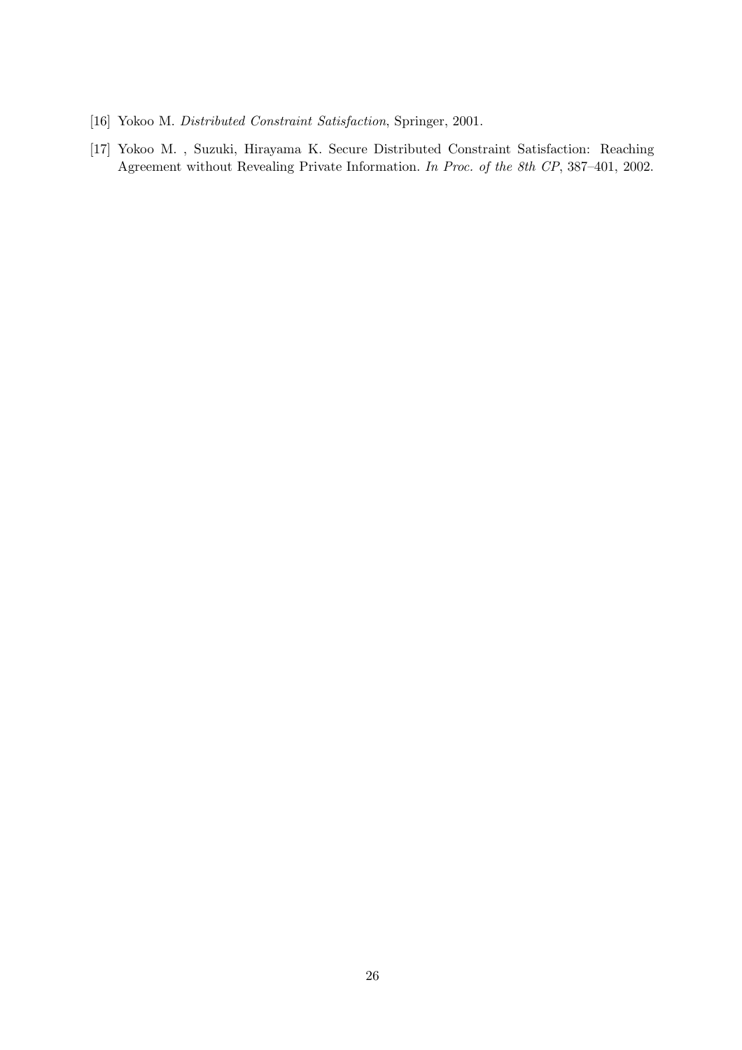[16] Yokoo M. *Distributed Constraint Satisfaction*, Springer, 2001.

[17] Yokoo M. , Suzuki, Hirayama K. Secure Distributed Constraint Satisfaction: Reaching Agreement without Revealing Private Information. *In Proc. of the 8th CP*, 387–401, 2002.